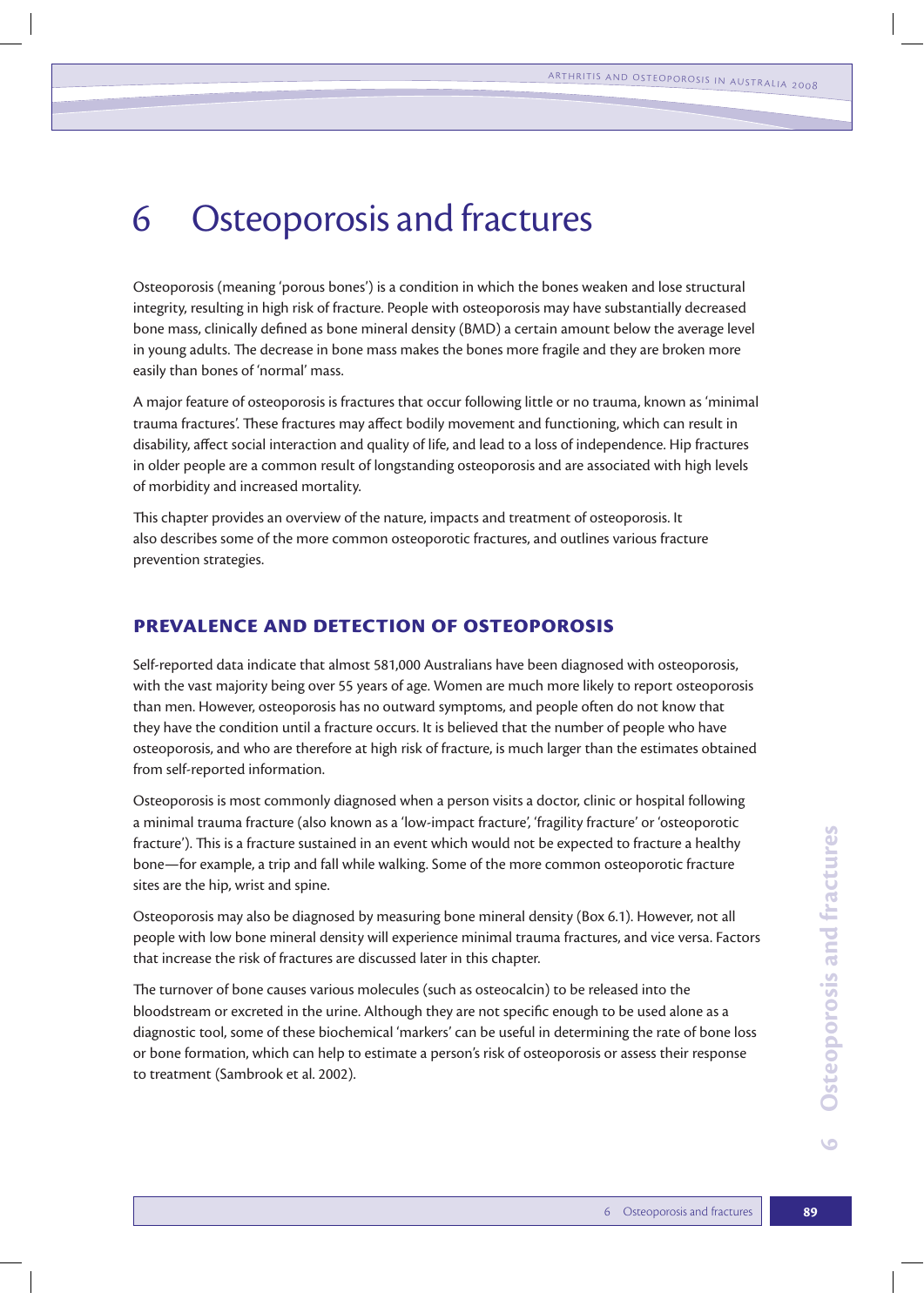# 6 Osteoporosis and fractures

Osteoporosis (meaning 'porous bones') is a condition in which the bones weaken and lose structural integrity, resulting in high risk of fracture. People with osteoporosis may have substantially decreased bone mass, clinically defined as bone mineral density (BMD) a certain amount below the average level in young adults. The decrease in bone mass makes the bones more fragile and they are broken more easily than bones of 'normal' mass.

A major feature of osteoporosis is fractures that occur following little or no trauma, known as 'minimal trauma fractures'. These fractures may affect bodily movement and functioning, which can result in disability, affect social interaction and quality of life, and lead to a loss of independence. Hip fractures in older people are a common result of longstanding osteoporosis and are associated with high levels of morbidity and increased mortality.

This chapter provides an overview of the nature, impacts and treatment of osteoporosis. It also describes some of the more common osteoporotic fractures, and outlines various fracture prevention strategies.

## PREVALENCE AND DETECTION OF OSTEOPOROSIS

Self-reported data indicate that almost 581,000 Australians have been diagnosed with osteoporosis, with the vast majority being over 55 years of age. Women are much more likely to report osteoporosis than men. However, osteoporosis has no outward symptoms, and people often do not know that they have the condition until a fracture occurs. It is believed that the number of people who have osteoporosis, and who are therefore at high risk of fracture, is much larger than the estimates obtained from self-reported information.

Osteoporosis is most commonly diagnosed when a person visits a doctor, clinic or hospital following a minimal trauma fracture (also known as a 'low-impact fracture', 'fragility fracture' or 'osteoporotic fracture'). This is a fracture sustained in an event which would not be expected to fracture a healthy bone—for example, a trip and fall while walking. Some of the more common osteoporotic fracture sites are the hip, wrist and spine.

Osteoporosis may also be diagnosed by measuring bone mineral density (Box 6.1). However, not all people with low bone mineral density will experience minimal trauma fractures, and vice versa. Factors that increase the risk of fractures are discussed later in this chapter.

The turnover of bone causes various molecules (such as osteocalcin) to be released into the bloodstream or excreted in the urine. Although they are not specific enough to be used alone as a diagnostic tool, some of these biochemical 'markers' can be useful in determining the rate of bone loss or bone formation, which can help to estimate a person's risk of osteoporosis or assess their response to treatment (Sambrook et al. 2002).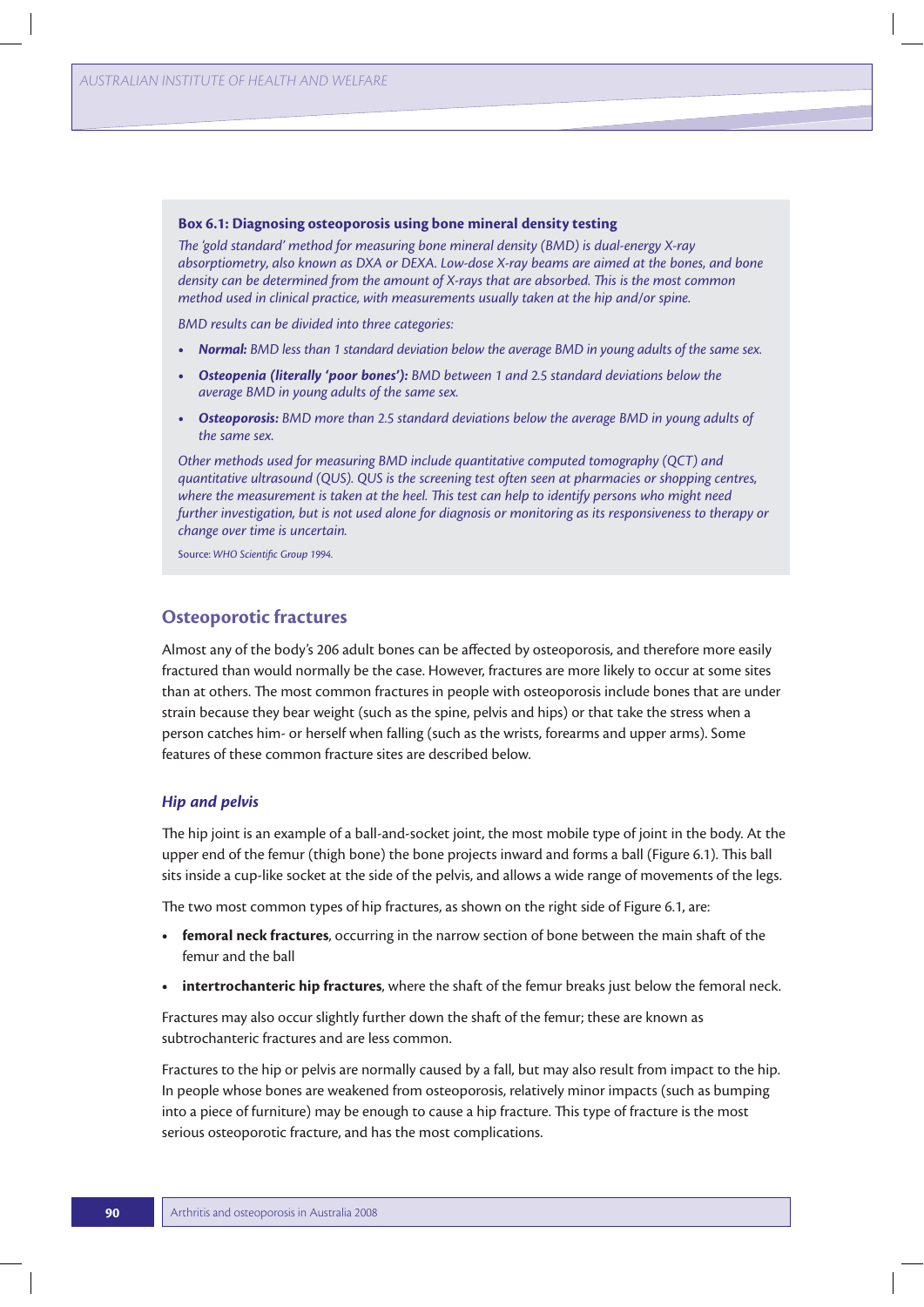**Box 6.1: Diagnosing osteoporosis using bone mineral density testing**

*The 'gold standard' method for measuring bone mineral density (BMD) is dual-energy X-ray absorptiometry, also known as DXA or DEXA. Low-dose X-ray beams are aimed at the bones, and bone density can be determined from the amount of X-rays that are absorbed. This is the most common method used in clinical practice, with measurements usually taken at the hip and/or spine.*

*BMD results can be divided into three categories:*

- ***Normal:*** *BMD less than 1 standard deviation below the average BMD in young adults of the same sex.*
- ***Osteopenia (literally 'poor bones'):*** *BMD between 1 and 2.5 standard deviations below the average BMD in young adults of the same sex.*
- ***Osteoporosis:*** *BMD more than 2.5 standard deviations below the average BMD in young adults of the same sex.*

*Other methods used for measuring BMD include quantitative computed tomography (QCT) and quantitative ultrasound (QUS). QUS is the screening test often seen at pharmacies or shopping centres, where the measurement is taken at the heel. This test can help to identify persons who might need further investigation, but is not used alone for diagnosis or monitoring as its responsiveness to therapy or change over time is uncertain.*

Source: *WHO Scientific Group 1994.*

## Osteoporotic fractures

Almost any of the body's 206 adult bones can be affected by osteoporosis, and therefore more easily fractured than would normally be the case. However, fractures are more likely to occur at some sites than at others. The most common fractures in people with osteoporosis include bones that are under strain because they bear weight (such as the spine, pelvis and hips) or that take the stress when a person catches him- or herself when falling (such as the wrists, forearms and upper arms). Some features of these common fracture sites are described below.

### *Hip and pelvis*

The hip joint is an example of a ball-and-socket joint, the most mobile type of joint in the body. At the upper end of the femur (thigh bone) the bone projects inward and forms a ball (Figure 6.1). This ball sits inside a cup-like socket at the side of the pelvis, and allows a wide range of movements of the legs.

The two most common types of hip fractures, as shown on the right side of Figure 6.1, are:

- **femoral neck fractures**, occurring in the narrow section of bone between the main shaft of the femur and the ball
- **intertrochanteric hip fractures**, where the shaft of the femur breaks just below the femoral neck.

Fractures may also occur slightly further down the shaft of the femur; these are known as subtrochanteric fractures and are less common.

Fractures to the hip or pelvis are normally caused by a fall, but may also result from impact to the hip. In people whose bones are weakened from osteoporosis, relatively minor impacts (such as bumping into a piece of furniture) may be enough to cause a hip fracture. This type of fracture is the most serious osteoporotic fracture, and has the most complications.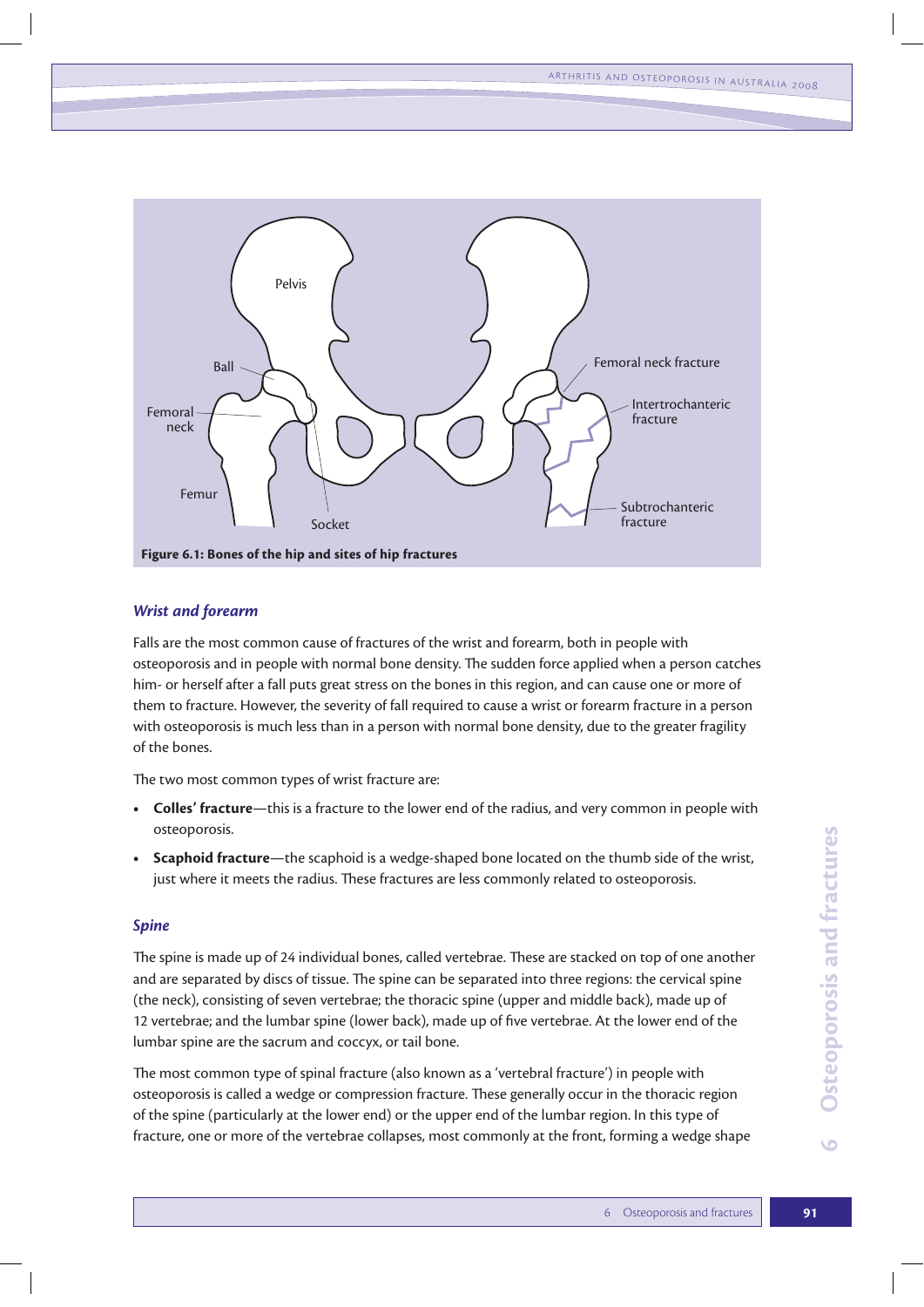Figure 6.1: Bones of the hip and sites of hip fractures

### *Wrist and forearm*

Falls are the most common cause of fractures of the wrist and forearm, both in people with osteoporosis and in people with normal bone density. The sudden force applied when a person catches him- or herself after a fall puts great stress on the bones in this region, and can cause one or more of them to fracture. However, the severity of fall required to cause a wrist or forearm fracture in a person with osteoporosis is much less than in a person with normal bone density, due to the greater fragility of the bones.

The two most common types of wrist fracture are:

- **Colles' fracture**—this is a fracture to the lower end of the radius, and very common in people with osteoporosis.
- **Scaphoid fracture**—the scaphoid is a wedge-shaped bone located on the thumb side of the wrist, just where it meets the radius. These fractures are less commonly related to osteoporosis.

### *Spine*

The spine is made up of 24 individual bones, called vertebrae. These are stacked on top of one another and are separated by discs of tissue. The spine can be separated into three regions: the cervical spine (the neck), consisting of seven vertebrae; the thoracic spine (upper and middle back), made up of 12 vertebrae; and the lumbar spine (lower back), made up of five vertebrae. At the lower end of the lumbar spine are the sacrum and coccyx, or tail bone.

The most common type of spinal fracture (also known as a 'vertebral fracture') in people with osteoporosis is called a wedge or compression fracture. These generally occur in the thoracic region of the spine (particularly at the lower end) or the upper end of the lumbar region. In this type of fracture, one or more of the vertebrae collapses, most commonly at the front, forming a wedge shape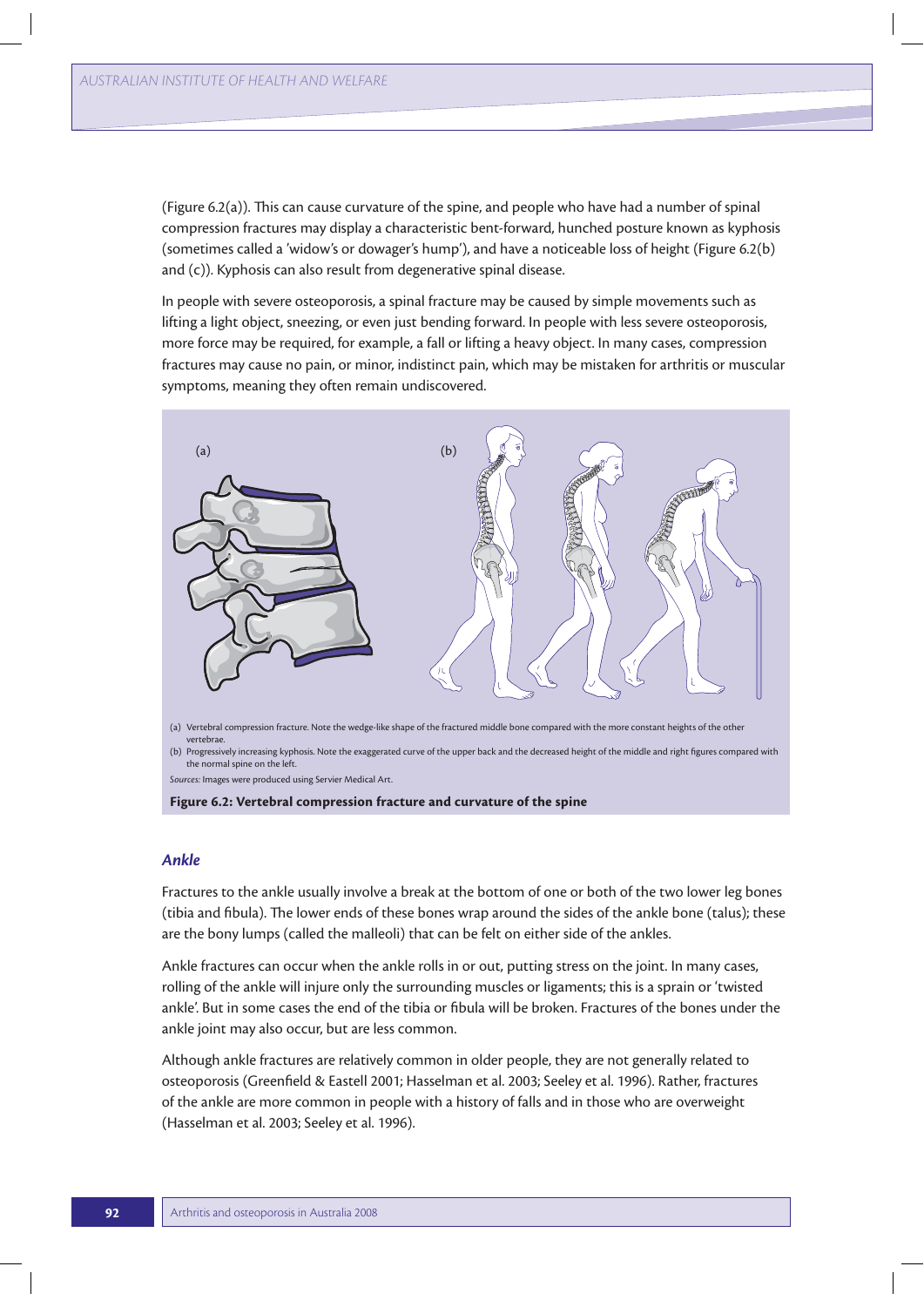(Figure 6.2(a)). This can cause curvature of the spine, and people who have had a number of spinal compression fractures may display a characteristic bent-forward, hunched posture known as kyphosis (sometimes called a 'widow's or dowager's hump'), and have a noticeable loss of height (Figure 6.2(b) and (c)). Kyphosis can also result from degenerative spinal disease.

In people with severe osteoporosis, a spinal fracture may be caused by simple movements such as lifting a light object, sneezing, or even just bending forward. In people with less severe osteoporosis, more force may be required, for example, a fall or lifting a heavy object. In many cases, compression fractures may cause no pain, or minor, indistinct pain, which may be mistaken for arthritis or muscular symptoms, meaning they often remain undiscovered.

(a) Vertebral compression fracture. Note the wedge-like shape of the fractured middle bone compared with the more constant heights of the other vertebrae.

(b) Progressively increasing kyphosis. Note the exaggerated curve of the upper back and the decreased height of the middle and right figures compared with the normal spine on the left.

*Sources:* Images were produced using Servier Medical Art.

**Figure 6.2: Vertebral compression fracture and curvature of the spine**

### *Ankle*

Fractures to the ankle usually involve a break at the bottom of one or both of the two lower leg bones (tibia and fibula). The lower ends of these bones wrap around the sides of the ankle bone (talus); these are the bony lumps (called the malleoli) that can be felt on either side of the ankles.

Ankle fractures can occur when the ankle rolls in or out, putting stress on the joint. In many cases, rolling of the ankle will injure only the surrounding muscles or ligaments; this is a sprain or 'twisted ankle'. But in some cases the end of the tibia or fibula will be broken. Fractures of the bones under the ankle joint may also occur, but are less common.

Although ankle fractures are relatively common in older people, they are not generally related to osteoporosis (Greenfield & Eastell 2001; Hasselman et al. 2003; Seeley et al. 1996). Rather, fractures of the ankle are more common in people with a history of falls and in those who are overweight (Hasselman et al. 2003; Seeley et al. 1996).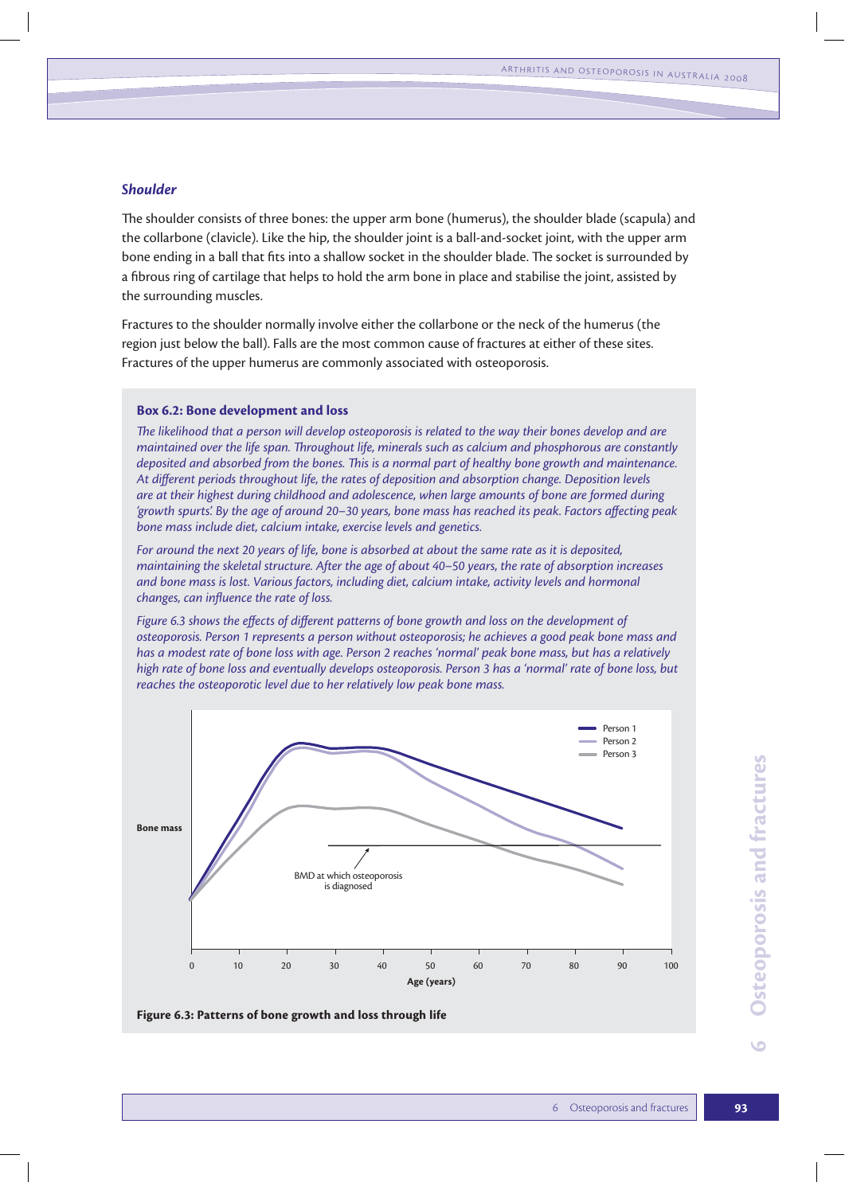### *Shoulder*

The shoulder consists of three bones: the upper arm bone (humerus), the shoulder blade (scapula) and the collarbone (clavicle). Like the hip, the shoulder joint is a ball-and-socket joint, with the upper arm bone ending in a ball that fits into a shallow socket in the shoulder blade. The socket is surrounded by a fibrous ring of cartilage that helps to hold the arm bone in place and stabilise the joint, assisted by the surrounding muscles.

Fractures to the shoulder normally involve either the collarbone or the neck of the humerus (the region just below the ball). Falls are the most common cause of fractures at either of these sites. Fractures of the upper humerus are commonly associated with osteoporosis.

**Box 6.2: Bone development and loss**

*The likelihood that a person will develop osteoporosis is related to the way their bones develop and are maintained over the life span. Throughout life, minerals such as calcium and phosphorous are constantly deposited and absorbed from the bones. This is a normal part of healthy bone growth and maintenance. At different periods throughout life, the rates of deposition and absorption change. Deposition levels are at their highest during childhood and adolescence, when large amounts of bone are formed during 'growth spurts'. By the age of around 20–30 years, bone mass has reached its peak. Factors affecting peak bone mass include diet, calcium intake, exercise levels and genetics.*

*For around the next 20 years of life, bone is absorbed at about the same rate as it is deposited, maintaining the skeletal structure. After the age of about 40–50 years, the rate of absorption increases and bone mass is lost. Various factors, including diet, calcium intake, activity levels and hormonal changes, can influence the rate of loss.*

*Figure 6.3 shows the effects of different patterns of bone growth and loss on the development of osteoporosis. Person 1 represents a person without osteoporosis; he achieves a good peak bone mass and has a modest rate of bone loss with age. Person 2 reaches 'normal' peak bone mass, but has a relatively high rate of bone loss and eventually develops osteoporosis. Person 3 has a 'normal' rate of bone loss, but reaches the osteoporotic level due to her relatively low peak bone mass.*

**Figure 6.3: Patterns of bone growth and loss through life**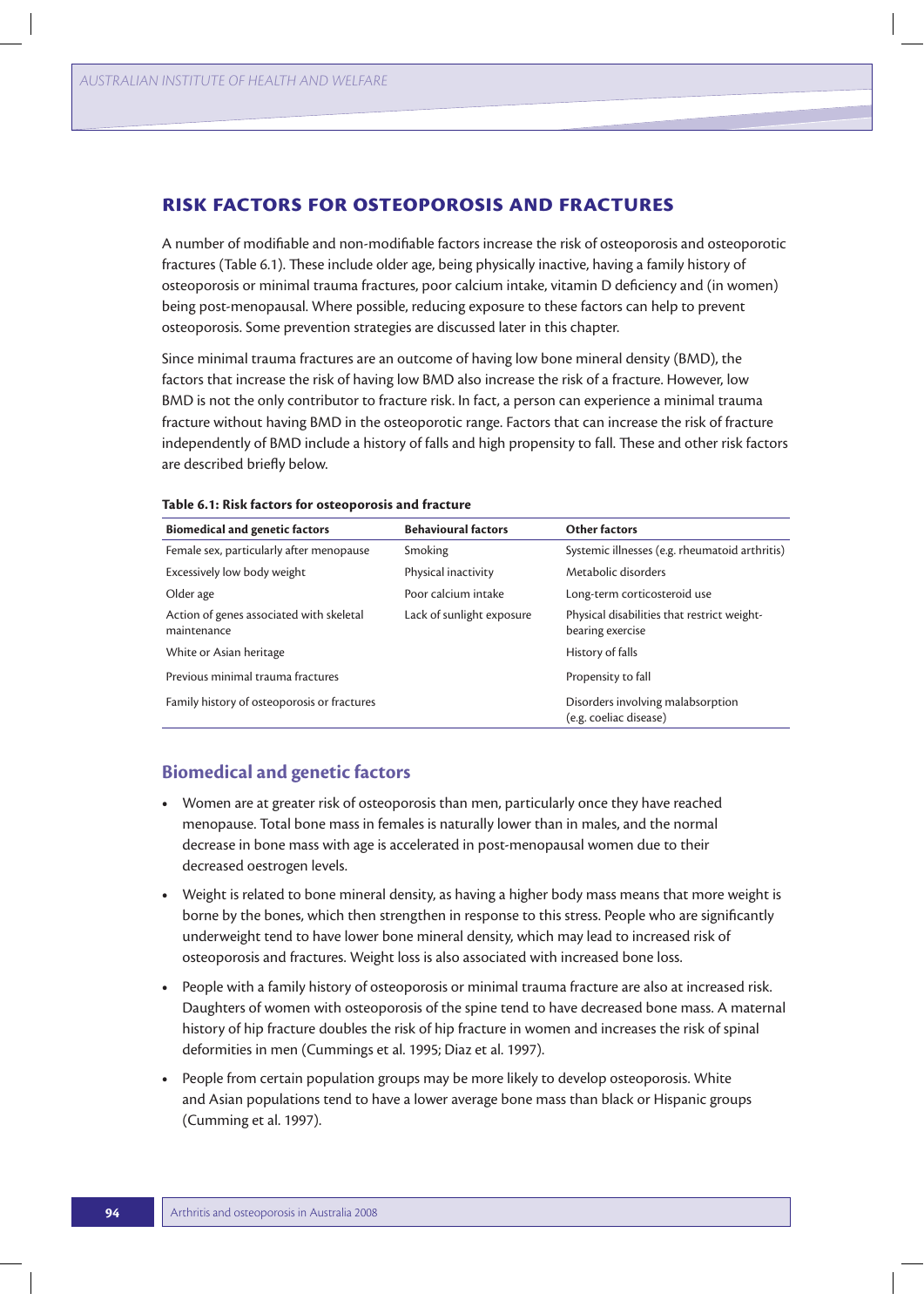## RISK FACTORS FOR OSTEOPOROSIS AND FRACTURES

A number of modifiable and non-modifiable factors increase the risk of osteoporosis and osteoporotic fractures (Table 6.1). These include older age, being physically inactive, having a family history of osteoporosis or minimal trauma fractures, poor calcium intake, vitamin D deficiency and (in women) being post-menopausal. Where possible, reducing exposure to these factors can help to prevent osteoporosis. Some prevention strategies are discussed later in this chapter.

Since minimal trauma fractures are an outcome of having low bone mineral density (BMD), the factors that increase the risk of having low BMD also increase the risk of a fracture. However, low BMD is not the only contributor to fracture risk. In fact, a person can experience a minimal trauma fracture without having BMD in the osteoporotic range. Factors that can increase the risk of fracture independently of BMD include a history of falls and high propensity to fall. These and other risk factors are described briefly below.

**Table 6.1: Risk factors for osteoporosis and fracture**

| Biomedical and genetic factors | Behavioural factors | Other factors |
|---|---|---|
| Female sex, particularly after menopause | Smoking | Systemic illnesses (e.g. rheumatoid arthritis) |
| Excessively low body weight | Physical inactivity | Metabolic disorders |
| Older age | Poor calcium intake | Long-term corticosteroid use |
| Action of genes associated with skeletal maintenance | Lack of sunlight exposure | Physical disabilities that restrict weight-bearing exercise |
| White or Asian heritage | | History of falls |
| Previous minimal trauma fractures | | Propensity to fall |
| Family history of osteoporosis or fractures | | Disorders involving malabsorption (e.g. coeliac disease) |

### Biomedical and genetic factors

- Women are at greater risk of osteoporosis than men, particularly once they have reached menopause. Total bone mass in females is naturally lower than in males, and the normal decrease in bone mass with age is accelerated in post-menopausal women due to their decreased oestrogen levels.
- Weight is related to bone mineral density, as having a higher body mass means that more weight is borne by the bones, which then strengthen in response to this stress. People who are significantly underweight tend to have lower bone mineral density, which may lead to increased risk of osteoporosis and fractures. Weight loss is also associated with increased bone loss.
- People with a family history of osteoporosis or minimal trauma fracture are also at increased risk. Daughters of women with osteoporosis of the spine tend to have decreased bone mass. A maternal history of hip fracture doubles the risk of hip fracture in women and increases the risk of spinal deformities in men (Cummings et al. 1995; Diaz et al. 1997).
- People from certain population groups may be more likely to develop osteoporosis. White and Asian populations tend to have a lower average bone mass than black or Hispanic groups (Cumming et al. 1997).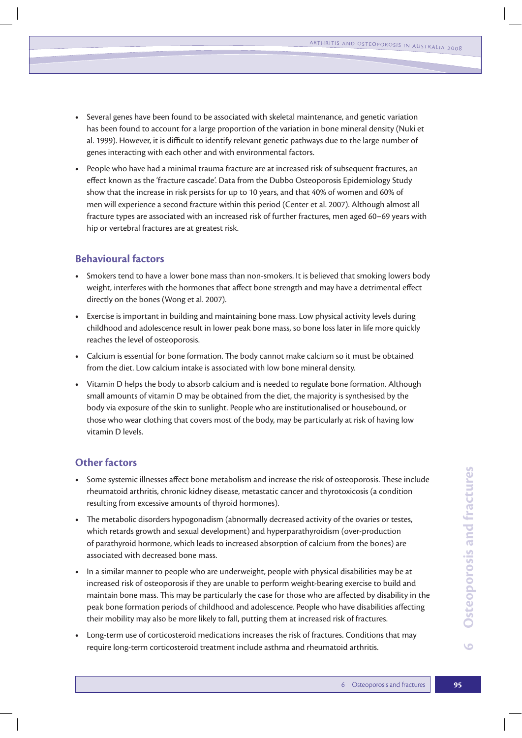- Several genes have been found to be associated with skeletal maintenance, and genetic variation has been found to account for a large proportion of the variation in bone mineral density (Nuki et al. 1999). However, it is difficult to identify relevant genetic pathways due to the large number of genes interacting with each other and with environmental factors.
- People who have had a minimal trauma fracture are at increased risk of subsequent fractures, an effect known as the 'fracture cascade'. Data from the Dubbo Osteoporosis Epidemiology Study show that the increase in risk persists for up to 10 years, and that 40% of women and 60% of men will experience a second fracture within this period (Center et al. 2007). Although almost all fracture types are associated with an increased risk of further fractures, men aged 60–69 years with hip or vertebral fractures are at greatest risk.

## Behavioural factors

- Smokers tend to have a lower bone mass than non-smokers. It is believed that smoking lowers body weight, interferes with the hormones that affect bone strength and may have a detrimental effect directly on the bones (Wong et al. 2007).
- Exercise is important in building and maintaining bone mass. Low physical activity levels during childhood and adolescence result in lower peak bone mass, so bone loss later in life more quickly reaches the level of osteoporosis.
- Calcium is essential for bone formation. The body cannot make calcium so it must be obtained from the diet. Low calcium intake is associated with low bone mineral density.
- Vitamin D helps the body to absorb calcium and is needed to regulate bone formation. Although small amounts of vitamin D may be obtained from the diet, the majority is synthesised by the body via exposure of the skin to sunlight. People who are institutionalised or housebound, or those who wear clothing that covers most of the body, may be particularly at risk of having low vitamin D levels.

## Other factors

- Some systemic illnesses affect bone metabolism and increase the risk of osteoporosis. These include rheumatoid arthritis, chronic kidney disease, metastatic cancer and thyrotoxicosis (a condition resulting from excessive amounts of thyroid hormones).
- The metabolic disorders hypogonadism (abnormally decreased activity of the ovaries or testes, which retards growth and sexual development) and hyperparathyroidism (over-production of parathyroid hormone, which leads to increased absorption of calcium from the bones) are associated with decreased bone mass.
- In a similar manner to people who are underweight, people with physical disabilities may be at increased risk of osteoporosis if they are unable to perform weight-bearing exercise to build and maintain bone mass. This may be particularly the case for those who are affected by disability in the peak bone formation periods of childhood and adolescence. People who have disabilities affecting their mobility may also be more likely to fall, putting them at increased risk of fractures.
- Long-term use of corticosteroid medications increases the risk of fractures. Conditions that may require long-term corticosteroid treatment include asthma and rheumatoid arthritis.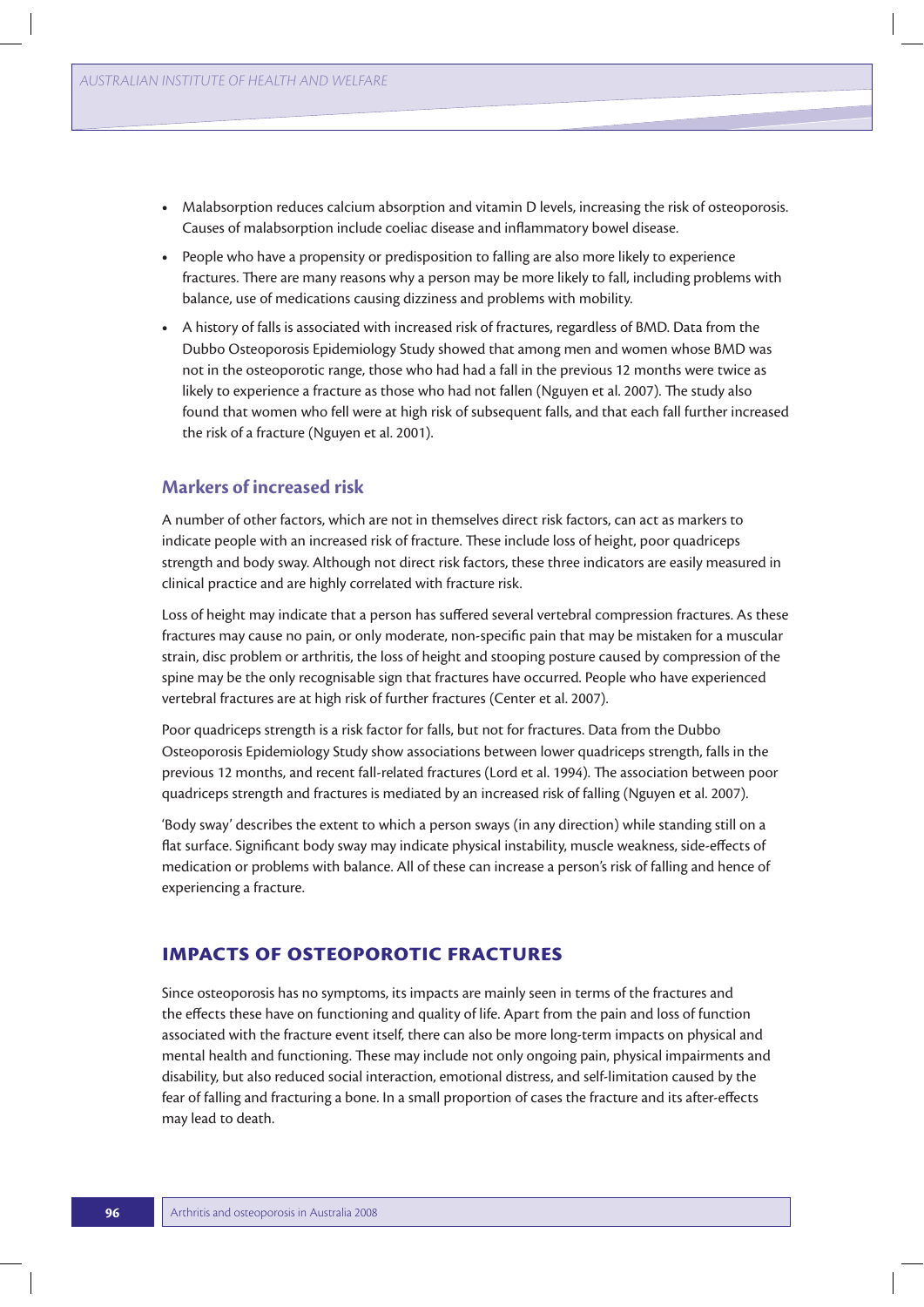- Malabsorption reduces calcium absorption and vitamin D levels, increasing the risk of osteoporosis. Causes of malabsorption include coeliac disease and inflammatory bowel disease.
- People who have a propensity or predisposition to falling are also more likely to experience fractures. There are many reasons why a person may be more likely to fall, including problems with balance, use of medications causing dizziness and problems with mobility.
- A history of falls is associated with increased risk of fractures, regardless of BMD. Data from the Dubbo Osteoporosis Epidemiology Study showed that among men and women whose BMD was not in the osteoporotic range, those who had had a fall in the previous 12 months were twice as likely to experience a fracture as those who had not fallen (Nguyen et al. 2007). The study also found that women who fell were at high risk of subsequent falls, and that each fall further increased the risk of a fracture (Nguyen et al. 2001).

### Markers of increased risk

A number of other factors, which are not in themselves direct risk factors, can act as markers to indicate people with an increased risk of fracture. These include loss of height, poor quadriceps strength and body sway. Although not direct risk factors, these three indicators are easily measured in clinical practice and are highly correlated with fracture risk.

Loss of height may indicate that a person has suffered several vertebral compression fractures. As these fractures may cause no pain, or only moderate, non-specific pain that may be mistaken for a muscular strain, disc problem or arthritis, the loss of height and stooping posture caused by compression of the spine may be the only recognisable sign that fractures have occurred. People who have experienced vertebral fractures are at high risk of further fractures (Center et al. 2007).

Poor quadriceps strength is a risk factor for falls, but not for fractures. Data from the Dubbo Osteoporosis Epidemiology Study show associations between lower quadriceps strength, falls in the previous 12 months, and recent fall-related fractures (Lord et al. 1994). The association between poor quadriceps strength and fractures is mediated by an increased risk of falling (Nguyen et al. 2007).

'Body sway' describes the extent to which a person sways (in any direction) while standing still on a flat surface. Significant body sway may indicate physical instability, muscle weakness, side-effects of medication or problems with balance. All of these can increase a person's risk of falling and hence of experiencing a fracture.

## IMPACTS OF OSTEOPOROTIC FRACTURES

Since osteoporosis has no symptoms, its impacts are mainly seen in terms of the fractures and the effects these have on functioning and quality of life. Apart from the pain and loss of function associated with the fracture event itself, there can also be more long-term impacts on physical and mental health and functioning. These may include not only ongoing pain, physical impairments and disability, but also reduced social interaction, emotional distress, and self-limitation caused by the fear of falling and fracturing a bone. In a small proportion of cases the fracture and its after-effects may lead to death.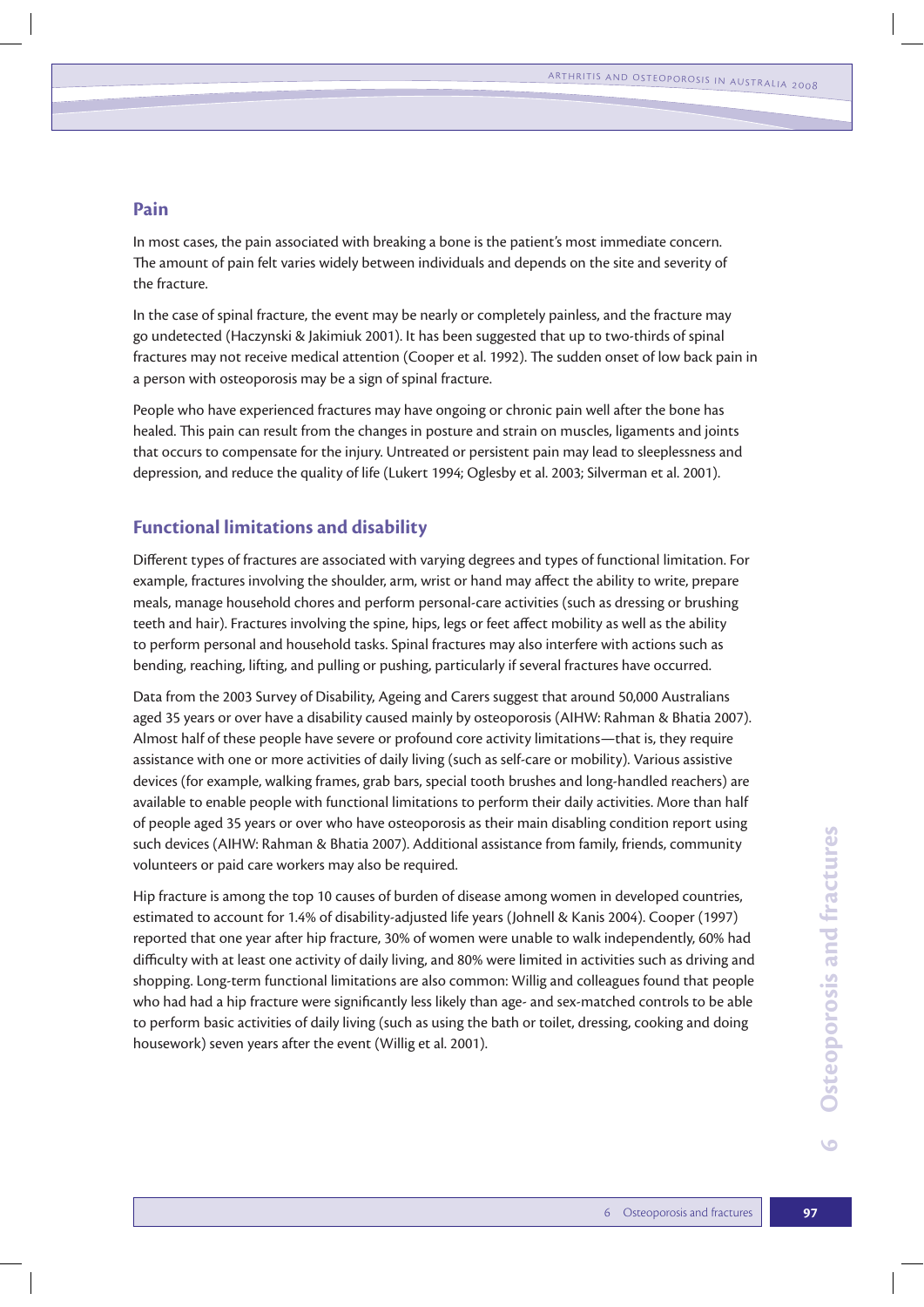## Pain

In most cases, the pain associated with breaking a bone is the patient's most immediate concern. The amount of pain felt varies widely between individuals and depends on the site and severity of the fracture.

In the case of spinal fracture, the event may be nearly or completely painless, and the fracture may go undetected (Haczynski & Jakimiuk 2001). It has been suggested that up to two-thirds of spinal fractures may not receive medical attention (Cooper et al. 1992). The sudden onset of low back pain in a person with osteoporosis may be a sign of spinal fracture.

People who have experienced fractures may have ongoing or chronic pain well after the bone has healed. This pain can result from the changes in posture and strain on muscles, ligaments and joints that occurs to compensate for the injury. Untreated or persistent pain may lead to sleeplessness and depression, and reduce the quality of life (Lukert 1994; Oglesby et al. 2003; Silverman et al. 2001).

## Functional limitations and disability

Different types of fractures are associated with varying degrees and types of functional limitation. For example, fractures involving the shoulder, arm, wrist or hand may affect the ability to write, prepare meals, manage household chores and perform personal-care activities (such as dressing or brushing teeth and hair). Fractures involving the spine, hips, legs or feet affect mobility as well as the ability to perform personal and household tasks. Spinal fractures may also interfere with actions such as bending, reaching, lifting, and pulling or pushing, particularly if several fractures have occurred.

Data from the 2003 Survey of Disability, Ageing and Carers suggest that around 50,000 Australians aged 35 years or over have a disability caused mainly by osteoporosis (AIHW: Rahman & Bhatia 2007). Almost half of these people have severe or profound core activity limitations—that is, they require assistance with one or more activities of daily living (such as self-care or mobility). Various assistive devices (for example, walking frames, grab bars, special tooth brushes and long-handled reachers) are available to enable people with functional limitations to perform their daily activities. More than half of people aged 35 years or over who have osteoporosis as their main disabling condition report using such devices (AIHW: Rahman & Bhatia 2007). Additional assistance from family, friends, community volunteers or paid care workers may also be required.

Hip fracture is among the top 10 causes of burden of disease among women in developed countries, estimated to account for 1.4% of disability-adjusted life years (Johnell & Kanis 2004). Cooper (1997) reported that one year after hip fracture, 30% of women were unable to walk independently, 60% had difficulty with at least one activity of daily living, and 80% were limited in activities such as driving and shopping. Long-term functional limitations are also common: Willig and colleagues found that people who had had a hip fracture were significantly less likely than age- and sex-matched controls to be able to perform basic activities of daily living (such as using the bath or toilet, dressing, cooking and doing housework) seven years after the event (Willig et al. 2001).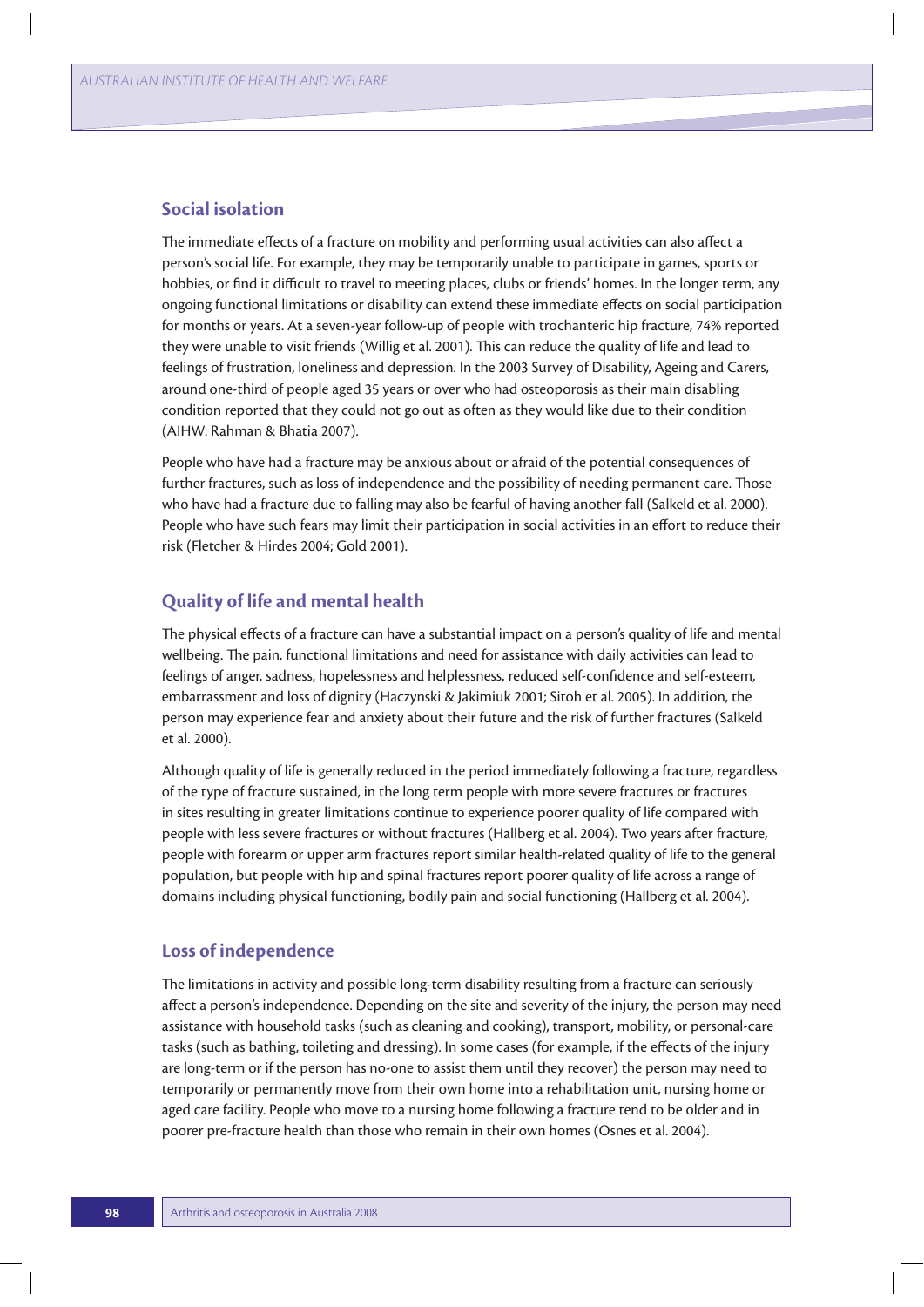### Social isolation

The immediate effects of a fracture on mobility and performing usual activities can also affect a person's social life. For example, they may be temporarily unable to participate in games, sports or hobbies, or find it difficult to travel to meeting places, clubs or friends' homes. In the longer term, any ongoing functional limitations or disability can extend these immediate effects on social participation for months or years. At a seven-year follow-up of people with trochanteric hip fracture, 74% reported they were unable to visit friends (Willig et al. 2001). This can reduce the quality of life and lead to feelings of frustration, loneliness and depression. In the 2003 Survey of Disability, Ageing and Carers, around one-third of people aged 35 years or over who had osteoporosis as their main disabling condition reported that they could not go out as often as they would like due to their condition (AIHW: Rahman & Bhatia 2007).

People who have had a fracture may be anxious about or afraid of the potential consequences of further fractures, such as loss of independence and the possibility of needing permanent care. Those who have had a fracture due to falling may also be fearful of having another fall (Salkeld et al. 2000). People who have such fears may limit their participation in social activities in an effort to reduce their risk (Fletcher & Hirdes 2004; Gold 2001).

### Quality of life and mental health

The physical effects of a fracture can have a substantial impact on a person's quality of life and mental wellbeing. The pain, functional limitations and need for assistance with daily activities can lead to feelings of anger, sadness, hopelessness and helplessness, reduced self-confidence and self-esteem, embarrassment and loss of dignity (Haczynski & Jakimiuk 2001; Sitoh et al. 2005). In addition, the person may experience fear and anxiety about their future and the risk of further fractures (Salkeld et al. 2000).

Although quality of life is generally reduced in the period immediately following a fracture, regardless of the type of fracture sustained, in the long term people with more severe fractures or fractures in sites resulting in greater limitations continue to experience poorer quality of life compared with people with less severe fractures or without fractures (Hallberg et al. 2004). Two years after fracture, people with forearm or upper arm fractures report similar health-related quality of life to the general population, but people with hip and spinal fractures report poorer quality of life across a range of domains including physical functioning, bodily pain and social functioning (Hallberg et al. 2004).

### Loss of independence

The limitations in activity and possible long-term disability resulting from a fracture can seriously affect a person's independence. Depending on the site and severity of the injury, the person may need assistance with household tasks (such as cleaning and cooking), transport, mobility, or personal-care tasks (such as bathing, toileting and dressing). In some cases (for example, if the effects of the injury are long-term or if the person has no-one to assist them until they recover) the person may need to temporarily or permanently move from their own home into a rehabilitation unit, nursing home or aged care facility. People who move to a nursing home following a fracture tend to be older and in poorer pre-fracture health than those who remain in their own homes (Osnes et al. 2004).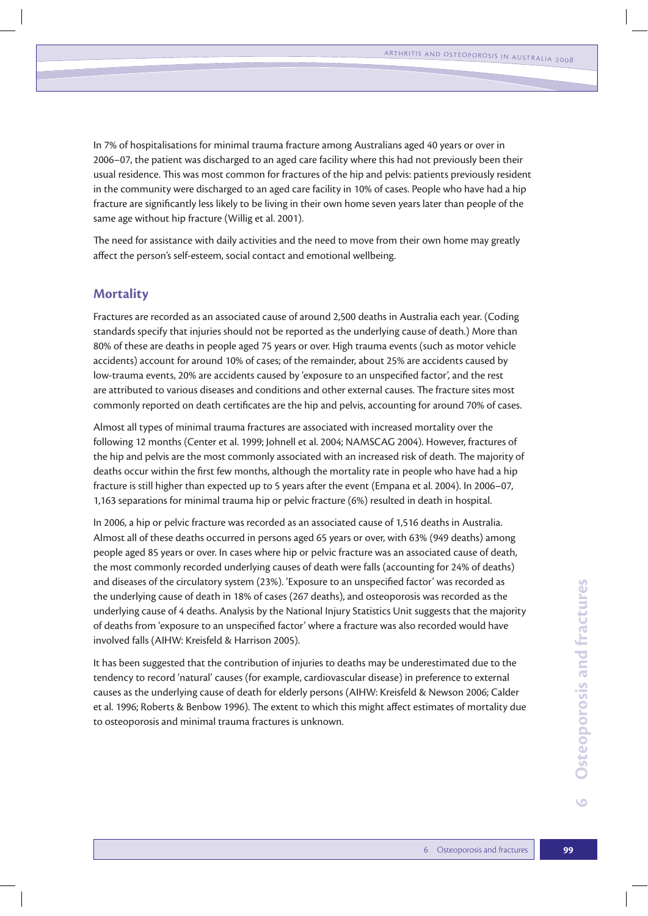In 7% of hospitalisations for minimal trauma fracture among Australians aged 40 years or over in 2006–07, the patient was discharged to an aged care facility where this had not previously been their usual residence. This was most common for fractures of the hip and pelvis: patients previously resident in the community were discharged to an aged care facility in 10% of cases. People who have had a hip fracture are significantly less likely to be living in their own home seven years later than people of the same age without hip fracture (Willig et al. 2001).

The need for assistance with daily activities and the need to move from their own home may greatly affect the person's self-esteem, social contact and emotional wellbeing.

## Mortality

Fractures are recorded as an associated cause of around 2,500 deaths in Australia each year. (Coding standards specify that injuries should not be reported as the underlying cause of death.) More than 80% of these are deaths in people aged 75 years or over. High trauma events (such as motor vehicle accidents) account for around 10% of cases; of the remainder, about 25% are accidents caused by low-trauma events, 20% are accidents caused by 'exposure to an unspecified factor', and the rest are attributed to various diseases and conditions and other external causes. The fracture sites most commonly reported on death certificates are the hip and pelvis, accounting for around 70% of cases.

Almost all types of minimal trauma fractures are associated with increased mortality over the following 12 months (Center et al. 1999; Johnell et al. 2004; NAMSCAG 2004). However, fractures of the hip and pelvis are the most commonly associated with an increased risk of death. The majority of deaths occur within the first few months, although the mortality rate in people who have had a hip fracture is still higher than expected up to 5 years after the event (Empana et al. 2004). In 2006–07, 1,163 separations for minimal trauma hip or pelvic fracture (6%) resulted in death in hospital.

In 2006, a hip or pelvic fracture was recorded as an associated cause of 1,516 deaths in Australia. Almost all of these deaths occurred in persons aged 65 years or over, with 63% (949 deaths) among people aged 85 years or over. In cases where hip or pelvic fracture was an associated cause of death, the most commonly recorded underlying causes of death were falls (accounting for 24% of deaths) and diseases of the circulatory system (23%). 'Exposure to an unspecified factor' was recorded as the underlying cause of death in 18% of cases (267 deaths), and osteoporosis was recorded as the underlying cause of 4 deaths. Analysis by the National Injury Statistics Unit suggests that the majority of deaths from 'exposure to an unspecified factor' where a fracture was also recorded would have involved falls (AIHW: Kreisfeld & Harrison 2005).

It has been suggested that the contribution of injuries to deaths may be underestimated due to the tendency to record 'natural' causes (for example, cardiovascular disease) in preference to external causes as the underlying cause of death for elderly persons (AIHW: Kreisfeld & Newson 2006; Calder et al. 1996; Roberts & Benbow 1996). The extent to which this might affect estimates of mortality due to osteoporosis and minimal trauma fractures is unknown.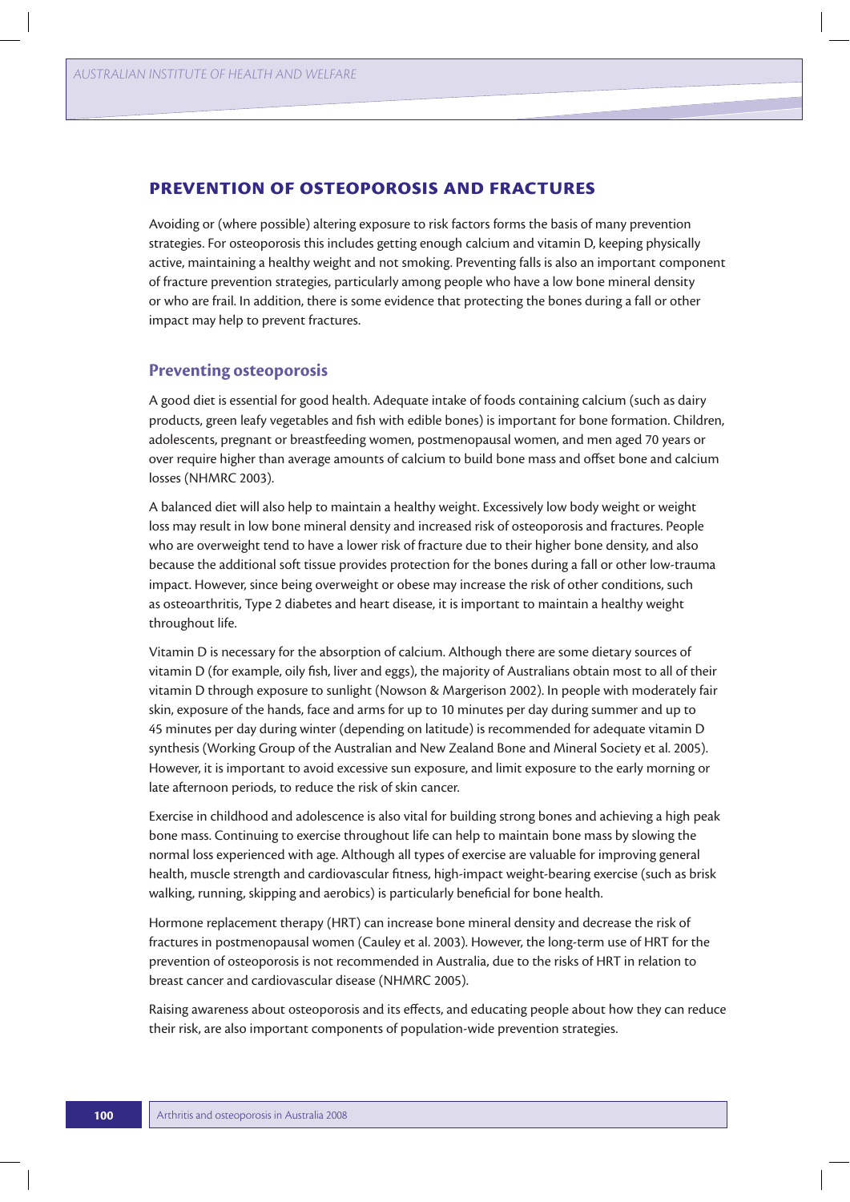## PREVENTION OF OSTEOPOROSIS AND FRACTURES

Avoiding or (where possible) altering exposure to risk factors forms the basis of many prevention strategies. For osteoporosis this includes getting enough calcium and vitamin D, keeping physically active, maintaining a healthy weight and not smoking. Preventing falls is also an important component of fracture prevention strategies, particularly among people who have a low bone mineral density or who are frail. In addition, there is some evidence that protecting the bones during a fall or other impact may help to prevent fractures.

### Preventing osteoporosis

A good diet is essential for good health. Adequate intake of foods containing calcium (such as dairy products, green leafy vegetables and fish with edible bones) is important for bone formation. Children, adolescents, pregnant or breastfeeding women, postmenopausal women, and men aged 70 years or over require higher than average amounts of calcium to build bone mass and offset bone and calcium losses (NHMRC 2003).

A balanced diet will also help to maintain a healthy weight. Excessively low body weight or weight loss may result in low bone mineral density and increased risk of osteoporosis and fractures. People who are overweight tend to have a lower risk of fracture due to their higher bone density, and also because the additional soft tissue provides protection for the bones during a fall or other low-trauma impact. However, since being overweight or obese may increase the risk of other conditions, such as osteoarthritis, Type 2 diabetes and heart disease, it is important to maintain a healthy weight throughout life.

Vitamin D is necessary for the absorption of calcium. Although there are some dietary sources of vitamin D (for example, oily fish, liver and eggs), the majority of Australians obtain most to all of their vitamin D through exposure to sunlight (Nowson & Margerison 2002). In people with moderately fair skin, exposure of the hands, face and arms for up to 10 minutes per day during summer and up to 45 minutes per day during winter (depending on latitude) is recommended for adequate vitamin D synthesis (Working Group of the Australian and New Zealand Bone and Mineral Society et al. 2005). However, it is important to avoid excessive sun exposure, and limit exposure to the early morning or late afternoon periods, to reduce the risk of skin cancer.

Exercise in childhood and adolescence is also vital for building strong bones and achieving a high peak bone mass. Continuing to exercise throughout life can help to maintain bone mass by slowing the normal loss experienced with age. Although all types of exercise are valuable for improving general health, muscle strength and cardiovascular fitness, high-impact weight-bearing exercise (such as brisk walking, running, skipping and aerobics) is particularly beneficial for bone health.

Hormone replacement therapy (HRT) can increase bone mineral density and decrease the risk of fractures in postmenopausal women (Cauley et al. 2003). However, the long-term use of HRT for the prevention of osteoporosis is not recommended in Australia, due to the risks of HRT in relation to breast cancer and cardiovascular disease (NHMRC 2005).

Raising awareness about osteoporosis and its effects, and educating people about how they can reduce their risk, are also important components of population-wide prevention strategies.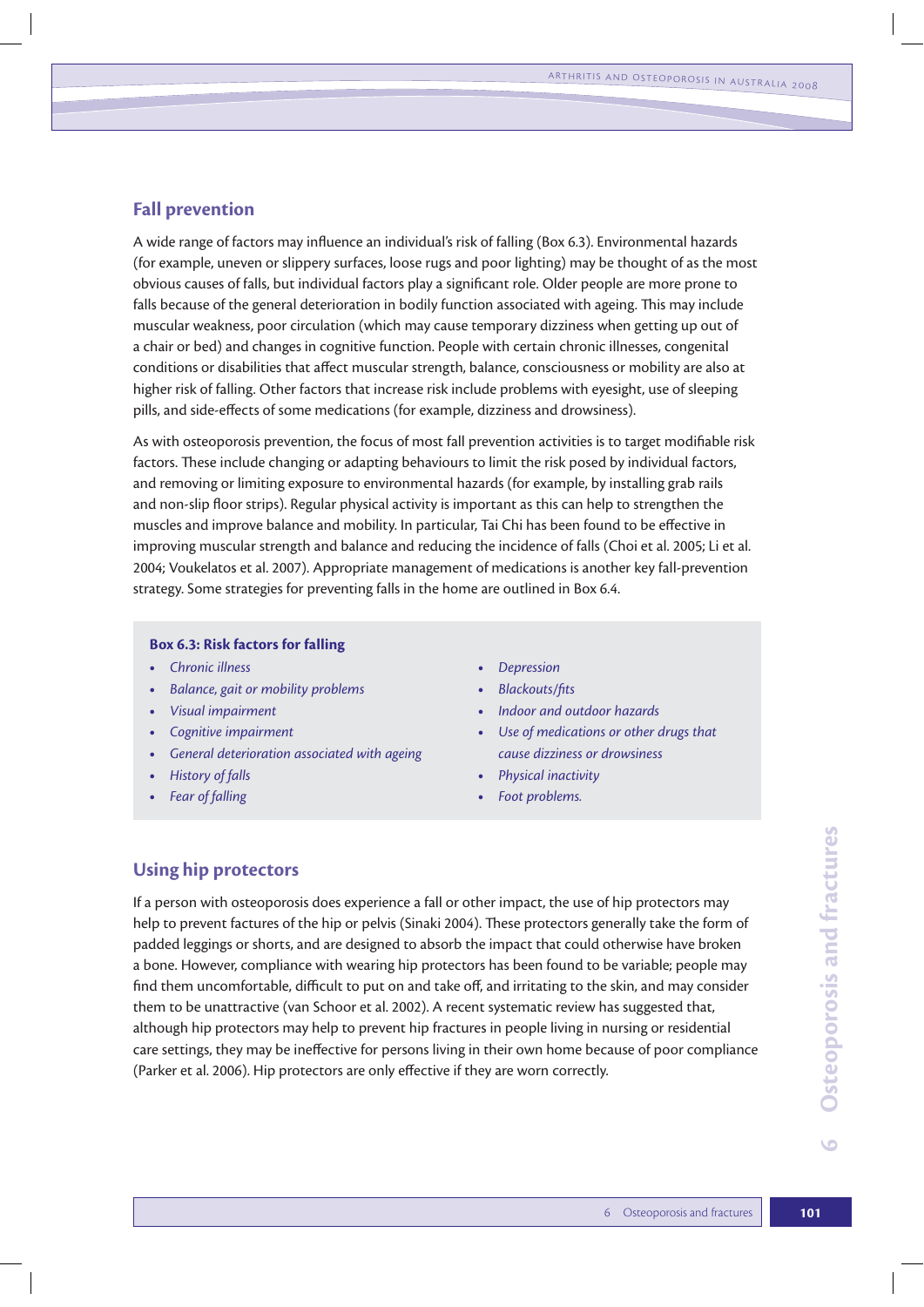## Fall prevention

A wide range of factors may influence an individual's risk of falling (Box 6.3). Environmental hazards (for example, uneven or slippery surfaces, loose rugs and poor lighting) may be thought of as the most obvious causes of falls, but individual factors play a significant role. Older people are more prone to falls because of the general deterioration in bodily function associated with ageing. This may include muscular weakness, poor circulation (which may cause temporary dizziness when getting up out of a chair or bed) and changes in cognitive function. People with certain chronic illnesses, congenital conditions or disabilities that affect muscular strength, balance, consciousness or mobility are also at higher risk of falling. Other factors that increase risk include problems with eyesight, use of sleeping pills, and side-effects of some medications (for example, dizziness and drowsiness).

As with osteoporosis prevention, the focus of most fall prevention activities is to target modifiable risk factors. These include changing or adapting behaviours to limit the risk posed by individual factors, and removing or limiting exposure to environmental hazards (for example, by installing grab rails and non-slip floor strips). Regular physical activity is important as this can help to strengthen the muscles and improve balance and mobility. In particular, Tai Chi has been found to be effective in improving muscular strength and balance and reducing the incidence of falls (Choi et al. 2005; Li et al. 2004; Voukelatos et al. 2007). Appropriate management of medications is another key fall-prevention strategy. Some strategies for preventing falls in the home are outlined in Box 6.4.

**Box 6.3: Risk factors for falling**

- *Chronic illness*
- *Balance, gait or mobility problems*
- *Visual impairment*
- *Cognitive impairment*
- *General deterioration associated with ageing*
- *History of falls*
- *Fear of falling*
- *Depression*
- *Blackouts/fits*
- *Indoor and outdoor hazards*
- *Use of medications or other drugs that cause dizziness or drowsiness*
- *Physical inactivity*
- *Foot problems.*

## Using hip protectors

If a person with osteoporosis does experience a fall or other impact, the use of hip protectors may help to prevent factures of the hip or pelvis (Sinaki 2004). These protectors generally take the form of padded leggings or shorts, and are designed to absorb the impact that could otherwise have broken a bone. However, compliance with wearing hip protectors has been found to be variable; people may find them uncomfortable, difficult to put on and take off, and irritating to the skin, and may consider them to be unattractive (van Schoor et al. 2002). A recent systematic review has suggested that, although hip protectors may help to prevent hip fractures in people living in nursing or residential care settings, they may be ineffective for persons living in their own home because of poor compliance (Parker et al. 2006). Hip protectors are only effective if they are worn correctly.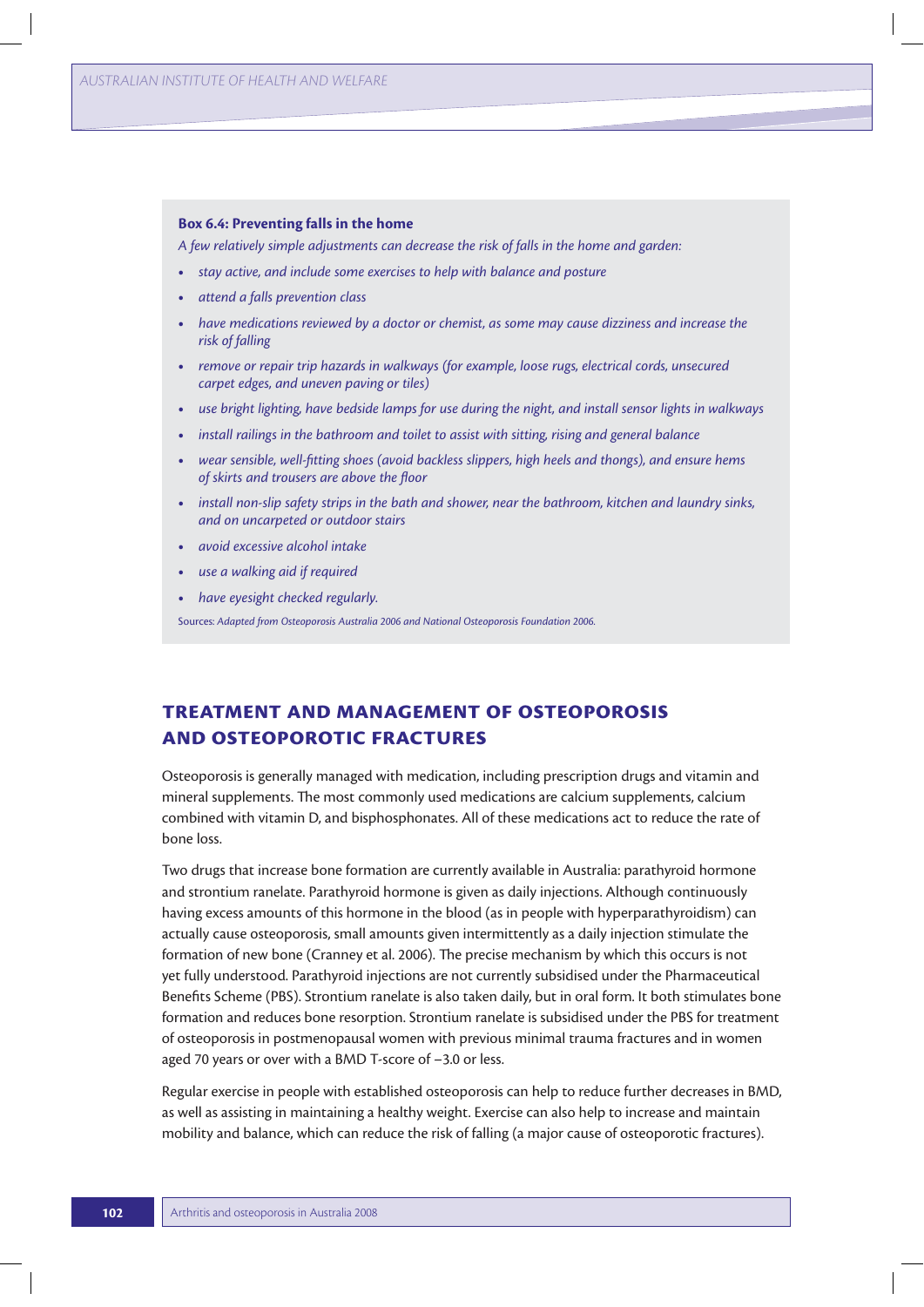**Box 6.4: Preventing falls in the home**

*A few relatively simple adjustments can decrease the risk of falls in the home and garden:*

- *stay active, and include some exercises to help with balance and posture*
- *attend a falls prevention class*
- *have medications reviewed by a doctor or chemist, as some may cause dizziness and increase the risk of falling*
- *remove or repair trip hazards in walkways (for example, loose rugs, electrical cords, unsecured carpet edges, and uneven paving or tiles)*
- *use bright lighting, have bedside lamps for use during the night, and install sensor lights in walkways*
- *install railings in the bathroom and toilet to assist with sitting, rising and general balance*
- *wear sensible, well-fitting shoes (avoid backless slippers, high heels and thongs), and ensure hems of skirts and trousers are above the floor*
- *install non-slip safety strips in the bath and shower, near the bathroom, kitchen and laundry sinks, and on uncarpeted or outdoor stairs*
- *avoid excessive alcohol intake*
- *use a walking aid if required*
- *have eyesight checked regularly.*

Sources: *Adapted from Osteoporosis Australia 2006 and National Osteoporosis Foundation 2006.*

## TREATMENT AND MANAGEMENT OF OSTEOPOROSIS AND OSTEOPOROTIC FRACTURES

Osteoporosis is generally managed with medication, including prescription drugs and vitamin and mineral supplements. The most commonly used medications are calcium supplements, calcium combined with vitamin D, and bisphosphonates. All of these medications act to reduce the rate of bone loss.

Two drugs that increase bone formation are currently available in Australia: parathyroid hormone and strontium ranelate. Parathyroid hormone is given as daily injections. Although continuously having excess amounts of this hormone in the blood (as in people with hyperparathyroidism) can actually cause osteoporosis, small amounts given intermittently as a daily injection stimulate the formation of new bone (Cranney et al. 2006). The precise mechanism by which this occurs is not yet fully understood. Parathyroid injections are not currently subsidised under the Pharmaceutical Benefits Scheme (PBS). Strontium ranelate is also taken daily, but in oral form. It both stimulates bone formation and reduces bone resorption. Strontium ranelate is subsidised under the PBS for treatment of osteoporosis in postmenopausal women with previous minimal trauma fractures and in women aged 70 years or over with a BMD T-score of –3.0 or less.

Regular exercise in people with established osteoporosis can help to reduce further decreases in BMD, as well as assisting in maintaining a healthy weight. Exercise can also help to increase and maintain mobility and balance, which can reduce the risk of falling (a major cause of osteoporotic fractures).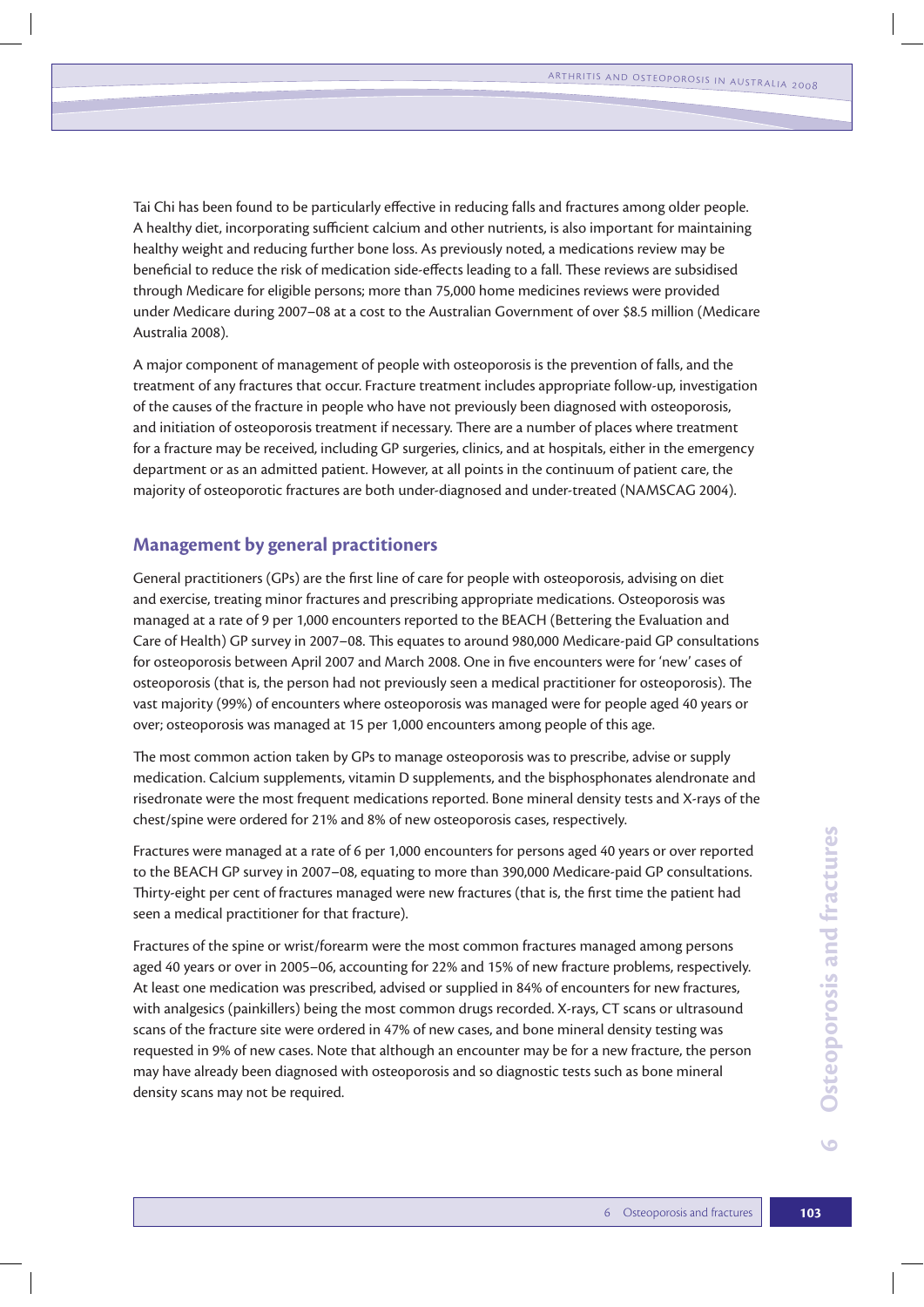Tai Chi has been found to be particularly effective in reducing falls and fractures among older people. A healthy diet, incorporating sufficient calcium and other nutrients, is also important for maintaining healthy weight and reducing further bone loss. As previously noted, a medications review may be beneficial to reduce the risk of medication side-effects leading to a fall. These reviews are subsidised through Medicare for eligible persons; more than 75,000 home medicines reviews were provided under Medicare during 2007–08 at a cost to the Australian Government of over $8.5 million (Medicare Australia 2008).

A major component of management of people with osteoporosis is the prevention of falls, and the treatment of any fractures that occur. Fracture treatment includes appropriate follow-up, investigation of the causes of the fracture in people who have not previously been diagnosed with osteoporosis, and initiation of osteoporosis treatment if necessary. There are a number of places where treatment for a fracture may be received, including GP surgeries, clinics, and at hospitals, either in the emergency department or as an admitted patient. However, at all points in the continuum of patient care, the majority of osteoporotic fractures are both under-diagnosed and under-treated (NAMSCAG 2004).

## Management by general practitioners

General practitioners (GPs) are the first line of care for people with osteoporosis, advising on diet and exercise, treating minor fractures and prescribing appropriate medications. Osteoporosis was managed at a rate of 9 per 1,000 encounters reported to the BEACH (Bettering the Evaluation and Care of Health) GP survey in 2007–08. This equates to around 980,000 Medicare-paid GP consultations for osteoporosis between April 2007 and March 2008. One in five encounters were for 'new' cases of osteoporosis (that is, the person had not previously seen a medical practitioner for osteoporosis). The vast majority (99%) of encounters where osteoporosis was managed were for people aged 40 years or over; osteoporosis was managed at 15 per 1,000 encounters among people of this age.

The most common action taken by GPs to manage osteoporosis was to prescribe, advise or supply medication. Calcium supplements, vitamin D supplements, and the bisphosphonates alendronate and risedronate were the most frequent medications reported. Bone mineral density tests and X-rays of the chest/spine were ordered for 21% and 8% of new osteoporosis cases, respectively.

Fractures were managed at a rate of 6 per 1,000 encounters for persons aged 40 years or over reported to the BEACH GP survey in 2007–08, equating to more than 390,000 Medicare-paid GP consultations. Thirty-eight per cent of fractures managed were new fractures (that is, the first time the patient had seen a medical practitioner for that fracture).

Fractures of the spine or wrist/forearm were the most common fractures managed among persons aged 40 years or over in 2005–06, accounting for 22% and 15% of new fracture problems, respectively. At least one medication was prescribed, advised or supplied in 84% of encounters for new fractures, with analgesics (painkillers) being the most common drugs recorded. X-rays, CT scans or ultrasound scans of the fracture site were ordered in 47% of new cases, and bone mineral density testing was requested in 9% of new cases. Note that although an encounter may be for a new fracture, the person may have already been diagnosed with osteoporosis and so diagnostic tests such as bone mineral density scans may not be required.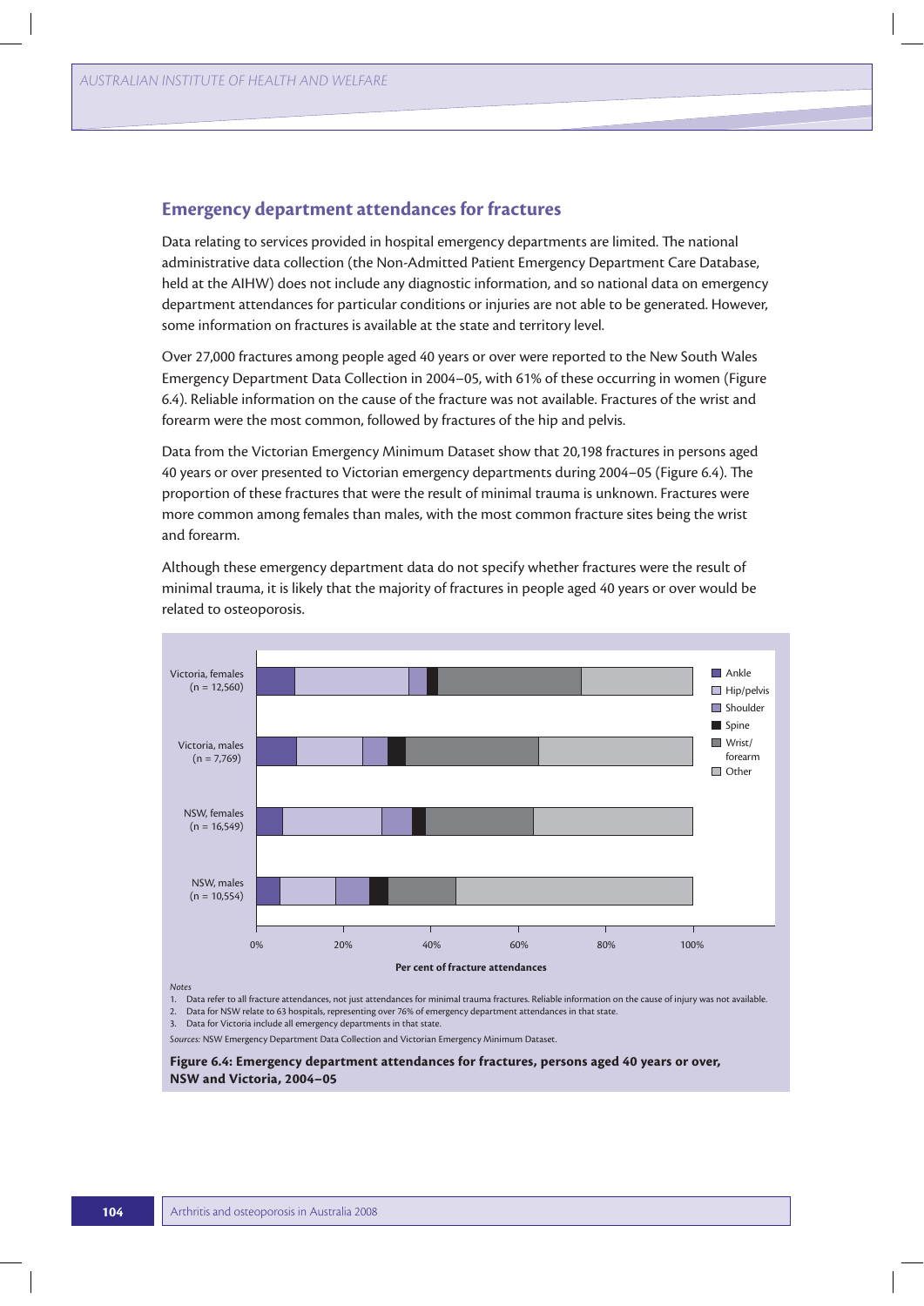## Emergency department attendances for fractures

Data relating to services provided in hospital emergency departments are limited. The national administrative data collection (the Non-Admitted Patient Emergency Department Care Database, held at the AIHW) does not include any diagnostic information, and so national data on emergency department attendances for particular conditions or injuries are not able to be generated. However, some information on fractures is available at the state and territory level.

Over 27,000 fractures among people aged 40 years or over were reported to the New South Wales Emergency Department Data Collection in 2004–05, with 61% of these occurring in women (Figure 6.4). Reliable information on the cause of the fracture was not available. Fractures of the wrist and forearm were the most common, followed by fractures of the hip and pelvis.

Data from the Victorian Emergency Minimum Dataset show that 20,198 fractures in persons aged 40 years or over presented to Victorian emergency departments during 2004–05 (Figure 6.4). The proportion of these fractures that were the result of minimal trauma is unknown. Fractures were more common among females than males, with the most common fracture sites being the wrist and forearm.

Although these emergency department data do not specify whether fractures were the result of minimal trauma, it is likely that the majority of fractures in people aged 40 years or over would be related to osteoporosis.

Victoria, females (n = 12,560)
Victoria, males (n = 7,769)
NSW, females (n = 16,549)
NSW, males (n = 10,554)

Legend: Ankle, Hip/pelvis, Shoulder, Spine, Wrist/forearm, Other

0% 20% 40% 60% 80% 100%

Per cent of fracture attendances

*Notes*

1. Data refer to all fracture attendances, not just attendances for minimal trauma fractures. Reliable information on the cause of injury was not available.
2. Data for NSW relate to 63 hospitals, representing over 76% of emergency department attendances in that state.
3. Data for Victoria include all emergency departments in that state.

*Sources:* NSW Emergency Department Data Collection and Victorian Emergency Minimum Dataset.

**Figure 6.4: Emergency department attendances for fractures, persons aged 40 years or over, NSW and Victoria, 2004–05**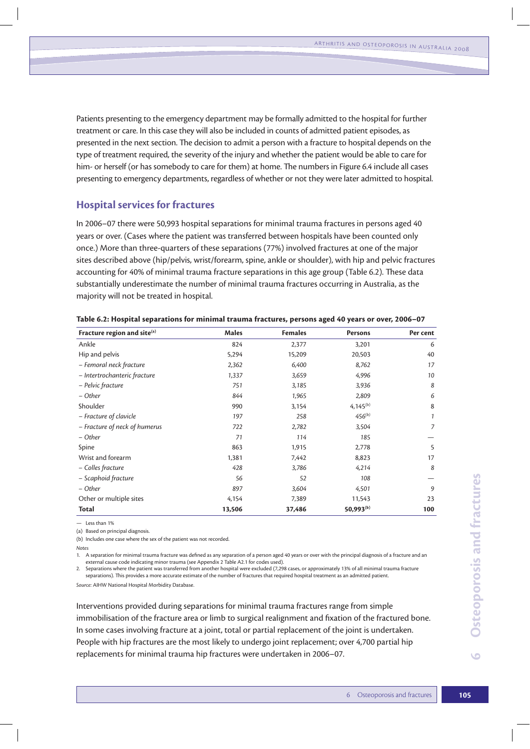Patients presenting to the emergency department may be formally admitted to the hospital for further treatment or care. In this case they will also be included in counts of admitted patient episodes, as presented in the next section. The decision to admit a person with a fracture to hospital depends on the type of treatment required, the severity of the injury and whether the patient would be able to care for him- or herself (or has somebody to care for them) at home. The numbers in Figure 6.4 include all cases presenting to emergency departments, regardless of whether or not they were later admitted to hospital.

## Hospital services for fractures

In 2006–07 there were 50,993 hospital separations for minimal trauma fractures in persons aged 40 years or over. (Cases where the patient was transferred between hospitals have been counted only once.) More than three-quarters of these separations (77%) involved fractures at one of the major sites described above (hip/pelvis, wrist/forearm, spine, ankle or shoulder), with hip and pelvic fractures accounting for 40% of minimal trauma fracture separations in this age group (Table 6.2). These data substantially underestimate the number of minimal trauma fractures occurring in Australia, as the majority will not be treated in hospital.

**Table 6.2: Hospital separations for minimal trauma fractures, persons aged 40 years or over, 2006–07**

| Fracture region and site[(a)] | Males | Females | Persons | Per cent |
|---|---|---|---|---|
| Ankle | 824 | 2,377 | 3,201 | 6 |
| Hip and pelvis | 5,294 | 15,209 | 20,503 | 40 |
| *– Femoral neck fracture* | *2,362* | *6,400* | *8,762* | *17* |
| *– Intertrochanteric fracture* | *1,337* | *3,659* | *4,996* | *10* |
| *– Pelvic fracture* | *751* | *3,185* | *3,936* | *8* |
| *– Other* | *844* | *1,965* | *2,809* | *6* |
| Shoulder | 990 | 3,154 | 4,145[(b)] | 8 |
| *– Fracture of clavicle* | *197* | *258* | *456[(b)]* | *1* |
| *– Fracture of neck of humerus* | *722* | *2,782* | *3,504* | *7* |
| *– Other* | *71* | *114* | *185* | — |
| Spine | 863 | 1,915 | 2,778 | 5 |
| Wrist and forearm | 1,381 | 7,442 | 8,823 | 17 |
| *– Colles fracture* | *428* | *3,786* | *4,214* | *8* |
| *– Scaphoid fracture* | *56* | *52* | *108* | — |
| *– Other* | *897* | *3,604* | *4,501* | *9* |
| Other or multiple sites | 4,154 | 7,389 | 11,543 | 23 |
| **Total** | **13,506** | **37,486** | **50,993[(b)]** | **100** |

— Less than 1%

(a) Based on principal diagnosis.

(b) Includes one case where the sex of the patient was not recorded.

*Notes*

1. A separation for minimal trauma fracture was defined as any separation of a person aged 40 years or over with the principal diagnosis of a fracture and an external cause code indicating minor trauma (see Appendix 2 Table A2.1 for codes used).
2. Separations where the patient was transferred from another hospital were excluded (7,298 cases, or approximately 13% of all minimal trauma fracture separations). This provides a more accurate estimate of the number of fractures that required hospital treatment as an admitted patient.

*Source:* AIHW National Hospital Morbidity Database.

Interventions provided during separations for minimal trauma fractures range from simple immobilisation of the fracture area or limb to surgical realignment and fixation of the fractured bone. In some cases involving fracture at a joint, total or partial replacement of the joint is undertaken. People with hip fractures are the most likely to undergo joint replacement; over 4,700 partial hip replacements for minimal trauma hip fractures were undertaken in 2006–07.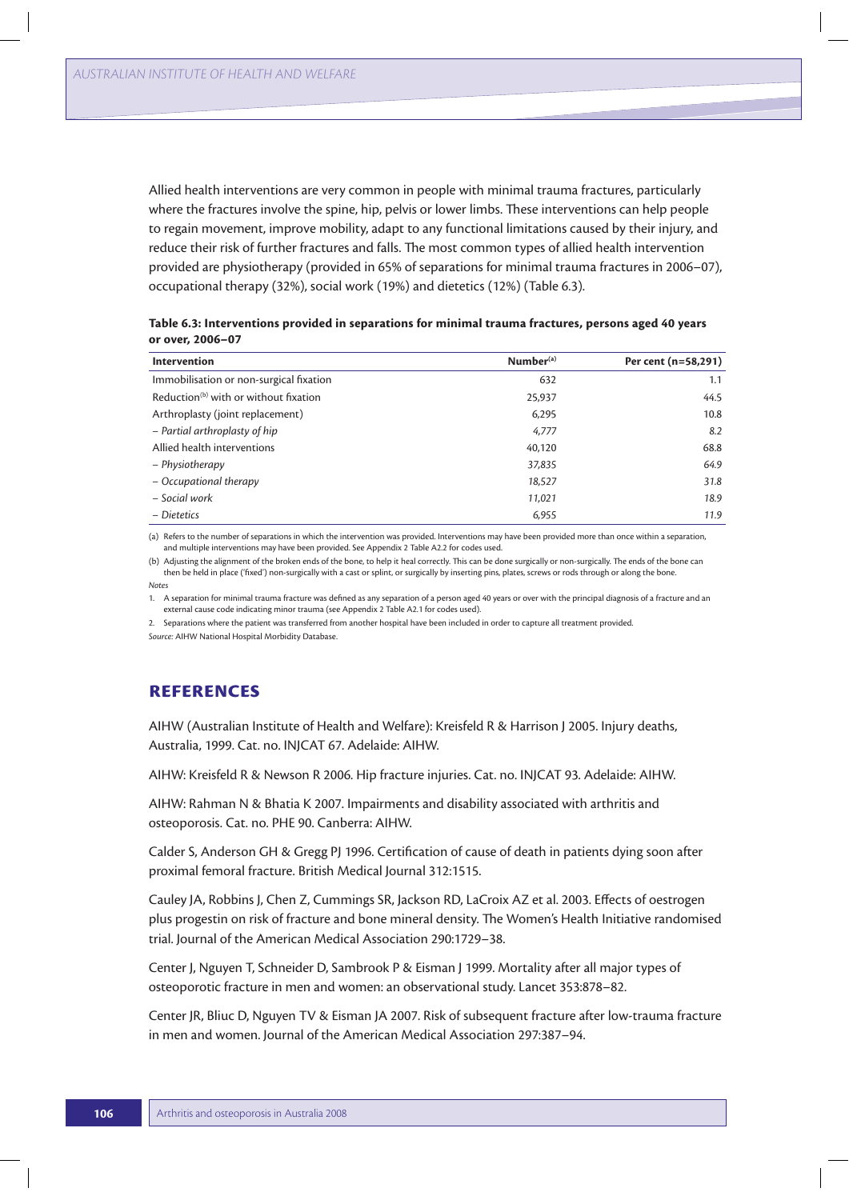Allied health interventions are very common in people with minimal trauma fractures, particularly where the fractures involve the spine, hip, pelvis or lower limbs. These interventions can help people to regain movement, improve mobility, adapt to any functional limitations caused by their injury, and reduce their risk of further fractures and falls. The most common types of allied health intervention provided are physiotherapy (provided in 65% of separations for minimal trauma fractures in 2006–07), occupational therapy (32%), social work (19%) and dietetics (12%) (Table 6.3).

**Table 6.3: Interventions provided in separations for minimal trauma fractures, persons aged 40 years or over, 2006–07**

| Intervention | Number[(a)] | Per cent (n=58,291) |
|---|---|---|
| Immobilisation or non-surgical fixation | 632 | 1.1 |
| Reduction[(b)] with or without fixation | 25,937 | 44.5 |
| Arthroplasty (joint replacement) | 6,295 | 10.8 |
| *– Partial arthroplasty of hip* | *4,777* | *8.2* |
| Allied health interventions | 40,120 | 68.8 |
| *– Physiotherapy* | *37,835* | *64.9* |
| *– Occupational therapy* | *18,527* | *31.8* |
| *– Social work* | *11,021* | *18.9* |
| *– Dietetics* | *6,955* | *11.9* |

(a) Refers to the number of separations in which the intervention was provided. Interventions may have been provided more than once within a separation, and multiple interventions may have been provided. See Appendix 2 Table A2.2 for codes used.

(b) Adjusting the alignment of the broken ends of the bone, to help it heal correctly. This can be done surgically or non-surgically. The ends of the bone can then be held in place ('fixed') non-surgically with a cast or splint, or surgically by inserting pins, plates, screws or rods through or along the bone.

*Notes*

1. A separation for minimal trauma fracture was defined as any separation of a person aged 40 years or over with the principal diagnosis of a fracture and an external cause code indicating minor trauma (see Appendix 2 Table A2.1 for codes used).
2. Separations where the patient was transferred from another hospital have been included in order to capture all treatment provided.

*Source:* AIHW National Hospital Morbidity Database.

## REFERENCES

AIHW (Australian Institute of Health and Welfare): Kreisfeld R & Harrison J 2005. Injury deaths, Australia, 1999. Cat. no. INJCAT 67. Adelaide: AIHW.

AIHW: Kreisfeld R & Newson R 2006. Hip fracture injuries. Cat. no. INJCAT 93. Adelaide: AIHW.

AIHW: Rahman N & Bhatia K 2007. Impairments and disability associated with arthritis and osteoporosis. Cat. no. PHE 90. Canberra: AIHW.

Calder S, Anderson GH & Gregg PJ 1996. Certification of cause of death in patients dying soon after proximal femoral fracture. British Medical Journal 312:1515.

Cauley JA, Robbins J, Chen Z, Cummings SR, Jackson RD, LaCroix AZ et al. 2003. Effects of oestrogen plus progestin on risk of fracture and bone mineral density. The Women's Health Initiative randomised trial. Journal of the American Medical Association 290:1729–38.

Center J, Nguyen T, Schneider D, Sambrook P & Eisman J 1999. Mortality after all major types of osteoporotic fracture in men and women: an observational study. Lancet 353:878–82.

Center JR, Bliuc D, Nguyen TV & Eisman JA 2007. Risk of subsequent fracture after low-trauma fracture in men and women. Journal of the American Medical Association 297:387–94.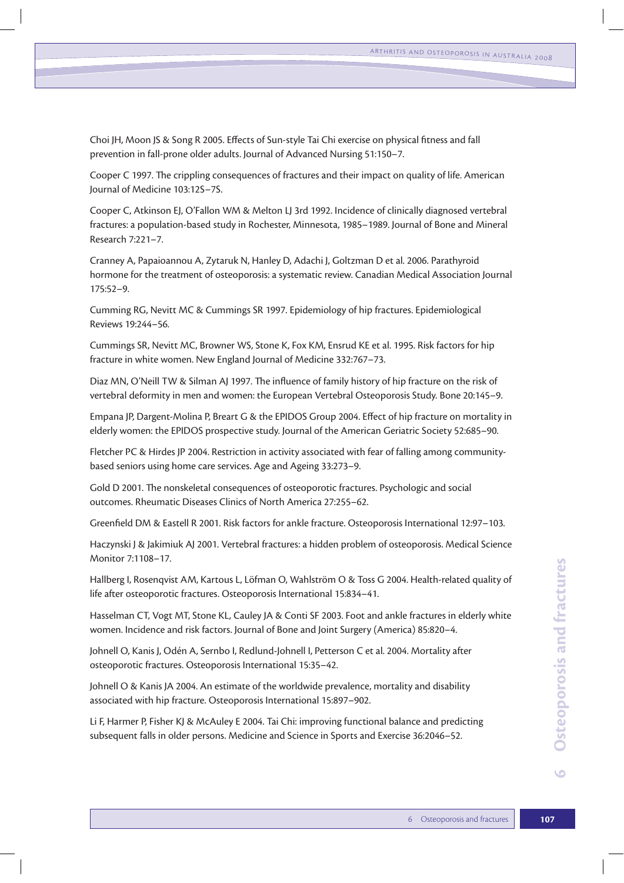Choi JH, Moon JS & Song R 2005. Effects of Sun-style Tai Chi exercise on physical fitness and fall prevention in fall-prone older adults. Journal of Advanced Nursing 51:150–7.

Cooper C 1997. The crippling consequences of fractures and their impact on quality of life. American Journal of Medicine 103:12S–7S.

Cooper C, Atkinson EJ, O'Fallon WM & Melton LJ 3rd 1992. Incidence of clinically diagnosed vertebral fractures: a population-based study in Rochester, Minnesota, 1985–1989. Journal of Bone and Mineral Research 7:221–7.

Cranney A, Papaioannou A, Zytaruk N, Hanley D, Adachi J, Goltzman D et al. 2006. Parathyroid hormone for the treatment of osteoporosis: a systematic review. Canadian Medical Association Journal 175:52–9.

Cumming RG, Nevitt MC & Cummings SR 1997. Epidemiology of hip fractures. Epidemiological Reviews 19:244–56.

Cummings SR, Nevitt MC, Browner WS, Stone K, Fox KM, Ensrud KE et al. 1995. Risk factors for hip fracture in white women. New England Journal of Medicine 332:767–73.

Diaz MN, O'Neill TW & Silman AJ 1997. The influence of family history of hip fracture on the risk of vertebral deformity in men and women: the European Vertebral Osteoporosis Study. Bone 20:145–9.

Empana JP, Dargent-Molina P, Breart G & the EPIDOS Group 2004. Effect of hip fracture on mortality in elderly women: the EPIDOS prospective study. Journal of the American Geriatric Society 52:685–90.

Fletcher PC & Hirdes JP 2004. Restriction in activity associated with fear of falling among community-based seniors using home care services. Age and Ageing 33:273–9.

Gold D 2001. The nonskeletal consequences of osteoporotic fractures. Psychologic and social outcomes. Rheumatic Diseases Clinics of North America 27:255–62.

Greenfield DM & Eastell R 2001. Risk factors for ankle fracture. Osteoporosis International 12:97–103.

Haczynski J & Jakimiuk AJ 2001. Vertebral fractures: a hidden problem of osteoporosis. Medical Science Monitor 7:1108–17.

Hallberg I, Rosenqvist AM, Kartous L, Löfman O, Wahlström O & Toss G 2004. Health-related quality of life after osteoporotic fractures. Osteoporosis International 15:834–41.

Hasselman CT, Vogt MT, Stone KL, Cauley JA & Conti SF 2003. Foot and ankle fractures in elderly white women. Incidence and risk factors. Journal of Bone and Joint Surgery (America) 85:820–4.

Johnell O, Kanis J, Odén A, Sernbo I, Redlund-Johnell I, Petterson C et al. 2004. Mortality after osteoporotic fractures. Osteoporosis International 15:35–42.

Johnell O & Kanis JA 2004. An estimate of the worldwide prevalence, mortality and disability associated with hip fracture. Osteoporosis International 15:897–902.

Li F, Harmer P, Fisher KJ & McAuley E 2004. Tai Chi: improving functional balance and predicting subsequent falls in older persons. Medicine and Science in Sports and Exercise 36:2046–52.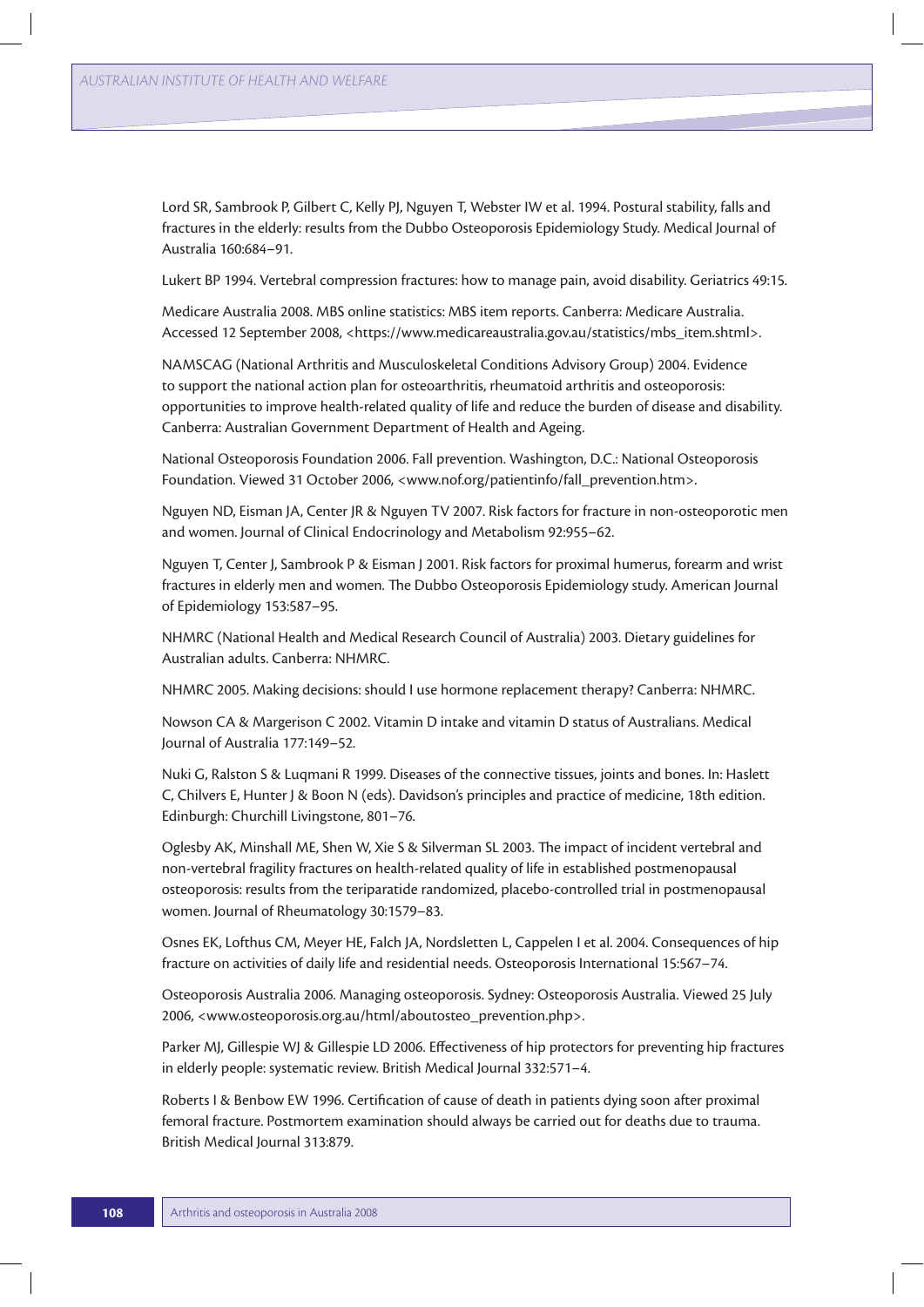Lord SR, Sambrook P, Gilbert C, Kelly PJ, Nguyen T, Webster IW et al. 1994. Postural stability, falls and fractures in the elderly: results from the Dubbo Osteoporosis Epidemiology Study. Medical Journal of Australia 160:684–91.

Lukert BP 1994. Vertebral compression fractures: how to manage pain, avoid disability. Geriatrics 49:15.

Medicare Australia 2008. MBS online statistics: MBS item reports. Canberra: Medicare Australia. Accessed 12 September 2008, <https://www.medicareaustralia.gov.au/statistics/mbs_item.shtml>.

NAMSCAG (National Arthritis and Musculoskeletal Conditions Advisory Group) 2004. Evidence to support the national action plan for osteoarthritis, rheumatoid arthritis and osteoporosis: opportunities to improve health-related quality of life and reduce the burden of disease and disability. Canberra: Australian Government Department of Health and Ageing.

National Osteoporosis Foundation 2006. Fall prevention. Washington, D.C.: National Osteoporosis Foundation. Viewed 31 October 2006, <www.nof.org/patientinfo/fall_prevention.htm>.

Nguyen ND, Eisman JA, Center JR & Nguyen TV 2007. Risk factors for fracture in non-osteoporotic men and women. Journal of Clinical Endocrinology and Metabolism 92:955–62.

Nguyen T, Center J, Sambrook P & Eisman J 2001. Risk factors for proximal humerus, forearm and wrist fractures in elderly men and women. The Dubbo Osteoporosis Epidemiology study. American Journal of Epidemiology 153:587–95.

NHMRC (National Health and Medical Research Council of Australia) 2003. Dietary guidelines for Australian adults. Canberra: NHMRC.

NHMRC 2005. Making decisions: should I use hormone replacement therapy? Canberra: NHMRC.

Nowson CA & Margerison C 2002. Vitamin D intake and vitamin D status of Australians. Medical Journal of Australia 177:149–52.

Nuki G, Ralston S & Luqmani R 1999. Diseases of the connective tissues, joints and bones. In: Haslett C, Chilvers E, Hunter J & Boon N (eds). Davidson's principles and practice of medicine, 18th edition. Edinburgh: Churchill Livingstone, 801–76.

Oglesby AK, Minshall ME, Shen W, Xie S & Silverman SL 2003. The impact of incident vertebral and non-vertebral fragility fractures on health-related quality of life in established postmenopausal osteoporosis: results from the teriparatide randomized, placebo-controlled trial in postmenopausal women. Journal of Rheumatology 30:1579–83.

Osnes EK, Lofthus CM, Meyer HE, Falch JA, Nordsletten L, Cappelen I et al. 2004. Consequences of hip fracture on activities of daily life and residential needs. Osteoporosis International 15:567–74.

Osteoporosis Australia 2006. Managing osteoporosis. Sydney: Osteoporosis Australia. Viewed 25 July 2006, <www.osteoporosis.org.au/html/aboutosteo_prevention.php>.

Parker MJ, Gillespie WJ & Gillespie LD 2006. Effectiveness of hip protectors for preventing hip fractures in elderly people: systematic review. British Medical Journal 332:571–4.

Roberts I & Benbow EW 1996. Certification of cause of death in patients dying soon after proximal femoral fracture. Postmortem examination should always be carried out for deaths due to trauma. British Medical Journal 313:879.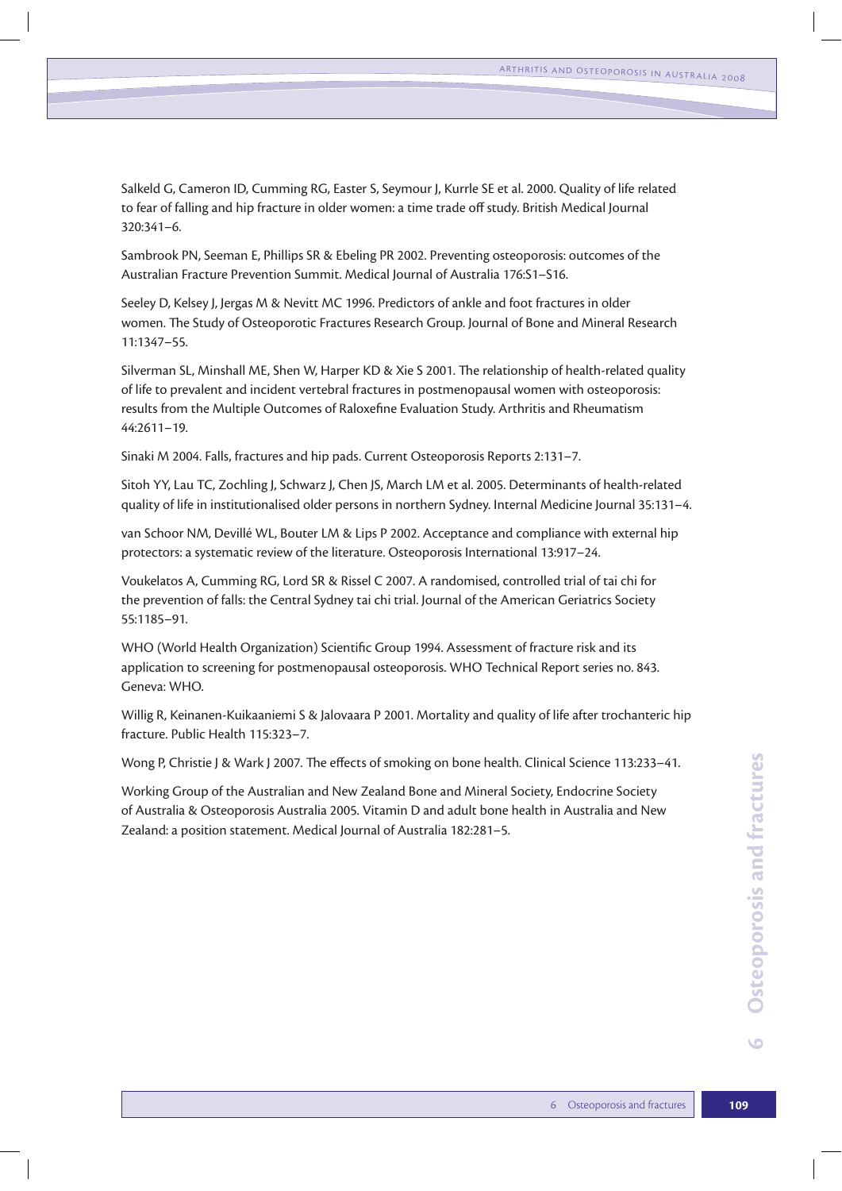Salkeld G, Cameron ID, Cumming RG, Easter S, Seymour J, Kurrle SE et al. 2000. Quality of life related to fear of falling and hip fracture in older women: a time trade off study. British Medical Journal 320:341–6.

Sambrook PN, Seeman E, Phillips SR & Ebeling PR 2002. Preventing osteoporosis: outcomes of the Australian Fracture Prevention Summit. Medical Journal of Australia 176:S1–S16.

Seeley D, Kelsey J, Jergas M & Nevitt MC 1996. Predictors of ankle and foot fractures in older women. The Study of Osteoporotic Fractures Research Group. Journal of Bone and Mineral Research 11:1347–55.

Silverman SL, Minshall ME, Shen W, Harper KD & Xie S 2001. The relationship of health-related quality of life to prevalent and incident vertebral fractures in postmenopausal women with osteoporosis: results from the Multiple Outcomes of Raloxefine Evaluation Study. Arthritis and Rheumatism 44:2611–19.

Sinaki M 2004. Falls, fractures and hip pads. Current Osteoporosis Reports 2:131–7.

Sitoh YY, Lau TC, Zochling J, Schwarz J, Chen JS, March LM et al. 2005. Determinants of health-related quality of life in institutionalised older persons in northern Sydney. Internal Medicine Journal 35:131–4.

van Schoor NM, Devillé WL, Bouter LM & Lips P 2002. Acceptance and compliance with external hip protectors: a systematic review of the literature. Osteoporosis International 13:917–24.

Voukelatos A, Cumming RG, Lord SR & Rissel C 2007. A randomised, controlled trial of tai chi for the prevention of falls: the Central Sydney tai chi trial. Journal of the American Geriatrics Society 55:1185–91.

WHO (World Health Organization) Scientific Group 1994. Assessment of fracture risk and its application to screening for postmenopausal osteoporosis. WHO Technical Report series no. 843. Geneva: WHO.

Willig R, Keinanen-Kuikaaniemi S & Jalovaara P 2001. Mortality and quality of life after trochanteric hip fracture. Public Health 115:323–7.

Wong P, Christie J & Wark J 2007. The effects of smoking on bone health. Clinical Science 113:233–41.

Working Group of the Australian and New Zealand Bone and Mineral Society, Endocrine Society of Australia & Osteoporosis Australia 2005. Vitamin D and adult bone health in Australia and New Zealand: a position statement. Medical Journal of Australia 182:281–5.